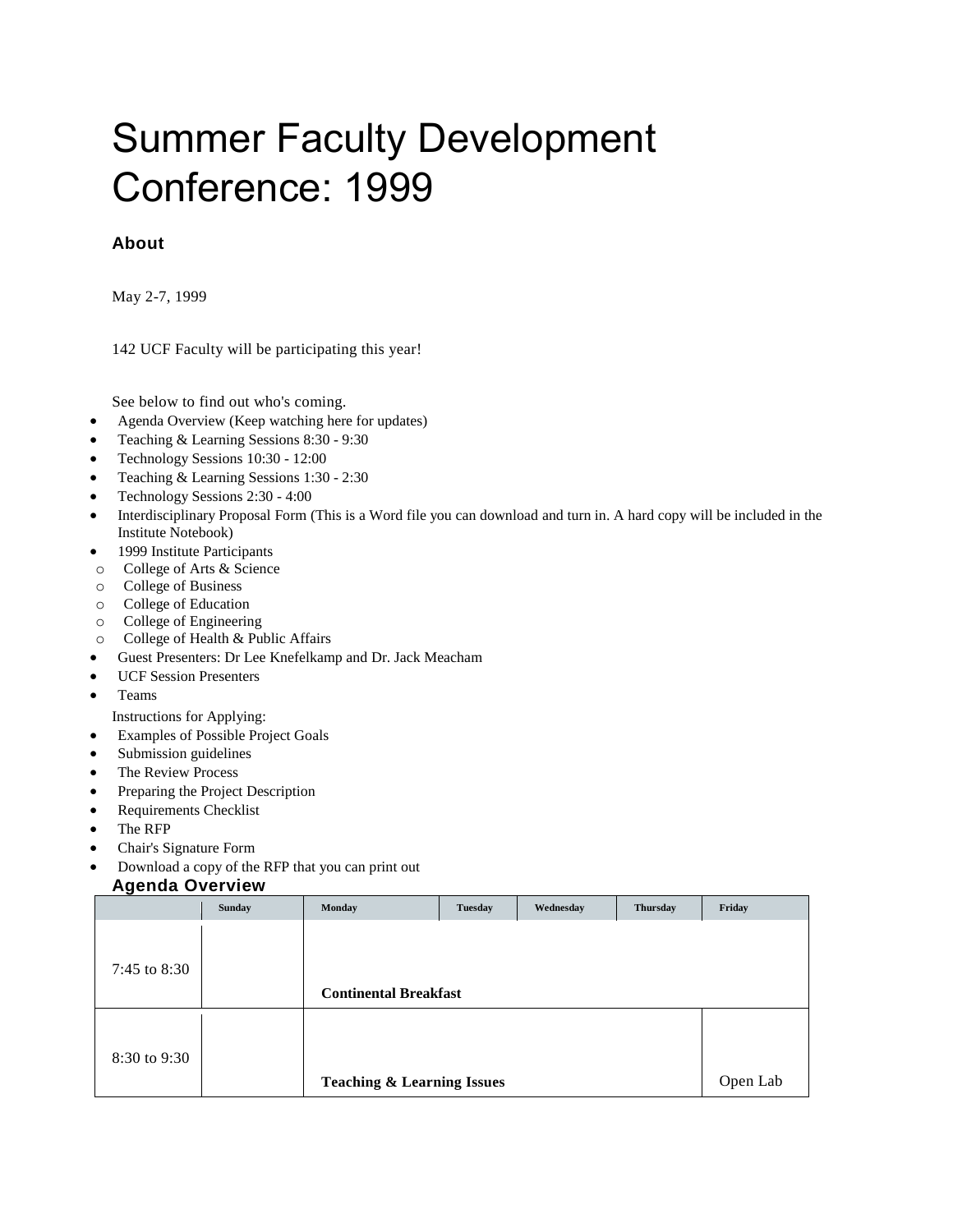# Summer Faculty Development Conference: 1999

### About

May 2-7, 1999

142 UCF Faculty will be participating this year!

See below to find out who's coming.

- Agenda Overview (Keep watching here for updates)
- Teaching & Learning Sessions 8:30 - 9:30
- Technology Sessions 10:30 - 12:00
- Teaching & Learning Sessions 1:30 - 2:30
- Technology Sessions 2:30 - 4:00
- Interdisciplinary Proposal Form (This is a Word file you can download and turn in. A hard copy will be included in the Institute Notebook)
- 1999 Institute Participants
  - College of Arts & Science
  - College of Business
  - College of Education
  - College of Engineering
  - College of Health & Public Affairs
- Guest Presenters: Dr Lee Knefelkamp and Dr. Jack Meacham
- UCF Session Presenters
- Teams

Instructions for Applying:

- Examples of Possible Project Goals
- Submission guidelines
- The Review Process
- Preparing the Project Description
- Requirements Checklist
- The RFP
- Chair's Signature Form
- Download a copy of the RFP that you can print out

### Agenda Overview

| | Sunday | Monday | Tuesday | Wednesday | Thursday | Friday |
|---|---|---|---|---|---|---|
| 7:45 to 8:30 | | **Continental Breakfast** | | | | |
| 8:30 to 9:30 | | **Teaching & Learning Issues** | | | | Open Lab |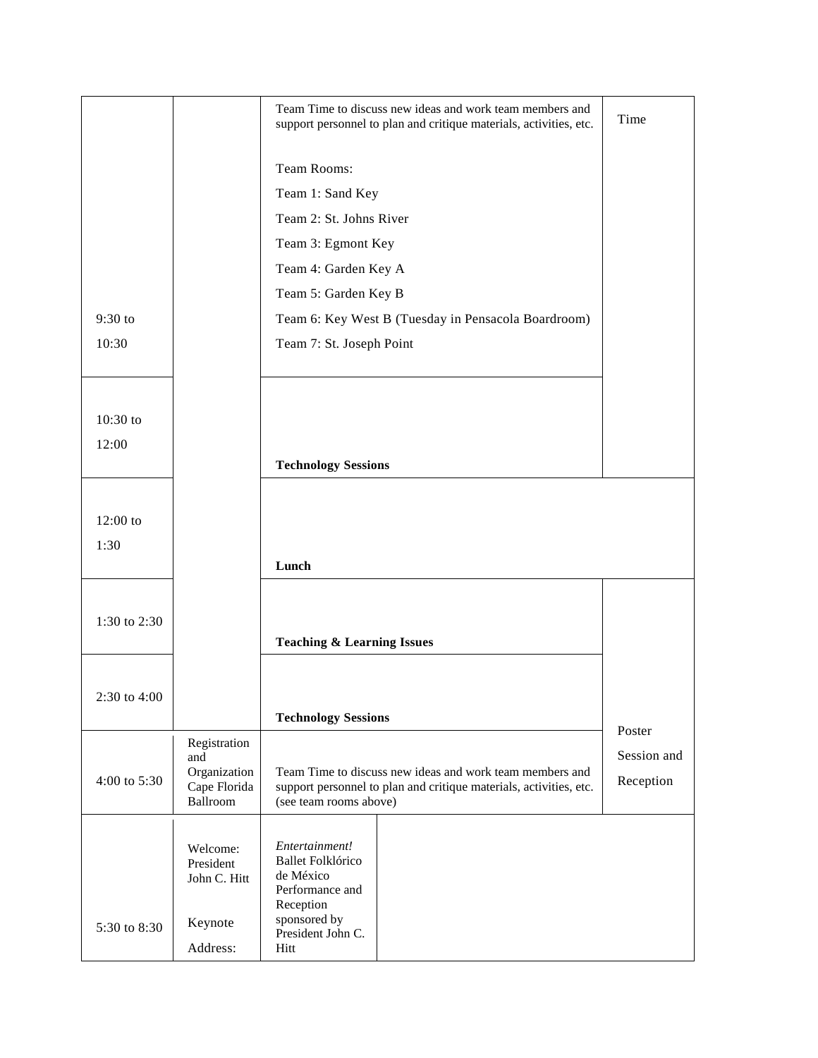| | | | |
|---|---|---|---|
| 9:30 to 10:30 | | Team Time to discuss new ideas and work team members and support personnel to plan and critique materials, activities, etc.<br><br>Team Rooms:<br>Team 1: Sand Key<br>Team 2: St. Johns River<br>Team 3: Egmont Key<br>Team 4: Garden Key A<br>Team 5: Garden Key B<br>Team 6: Key West B (Tuesday in Pensacola Boardroom)<br>Team 7: St. Joseph Point | Time |
| 10:30 to 12:00 | | **Technology Sessions** | |
| 12:00 to 1:30 | | **Lunch** | |
| 1:30 to 2:30 | | **Teaching & Learning Issues** | |
| 2:30 to 4:00 | | **Technology Sessions** | |
| 4:00 to 5:30 | Registration and Organization Cape Florida Ballroom | Team Time to discuss new ideas and work team members and support personnel to plan and critique materials, activities, etc. (see team rooms above) | Poster Session and Reception |
| 5:30 to 8:30 | Welcome: President John C. Hitt<br><br>Keynote Address: | *Entertainment!* Ballet Folklórico de México Performance and Reception sponsored by President John C. Hitt | |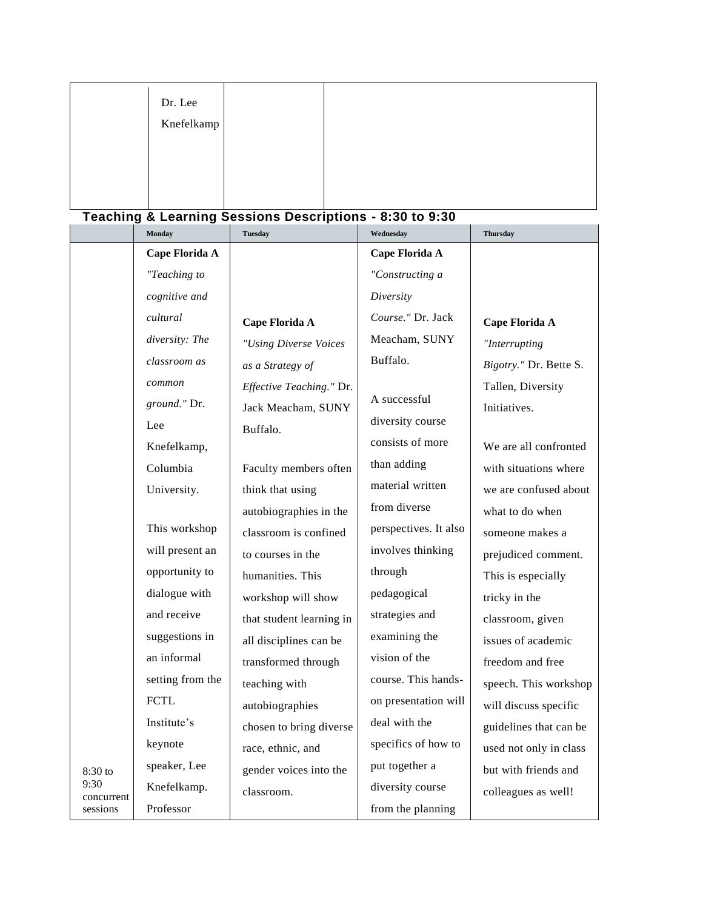| | Dr. Lee Knefelkamp | | |
|---|---|---|---|

## Teaching & Learning Sessions Descriptions - 8:30 to 9:30

| | Monday | Tuesday | Wednesday | Thursday |
|---|---|---|---|---|
| 8:30 to 9:30 concurrent sessions | **Cape Florida A** *"Teaching to cognitive and cultural diversity: The classroom as common ground."* Dr. Lee Knefelkamp, Columbia University. This workshop will present an opportunity to dialogue with and receive suggestions in an informal setting from the FCTL Institute's keynote speaker, Lee Knefelkamp. Professor | **Cape Florida A** *"Using Diverse Voices as a Strategy of Effective Teaching."* Dr. Jack Meacham, SUNY Buffalo. Faculty members often think that using autobiographies in the classroom is confined to courses in the humanities. This workshop will show that student learning in all disciplines can be transformed through teaching with autobiographies chosen to bring diverse race, ethnic, and gender voices into the classroom. | **Cape Florida A** *"Constructing a Diversity Course."* Dr. Jack Meacham, SUNY Buffalo. A successful diversity course consists of more than adding material written from diverse perspectives. It also involves thinking through pedagogical strategies and examining the vision of the course. This hands-on presentation will deal with the specifics of how to put together a diversity course from the planning | **Cape Florida A** *"Interrupting Bigotry."* Dr. Bette S. Tallen, Diversity Initiatives. We are all confronted with situations where we are confused about what to do when someone makes a prejudiced comment. This is especially tricky in the classroom, given issues of academic freedom and free speech. This workshop will discuss specific guidelines that can be used not only in class but with friends and colleagues as well! |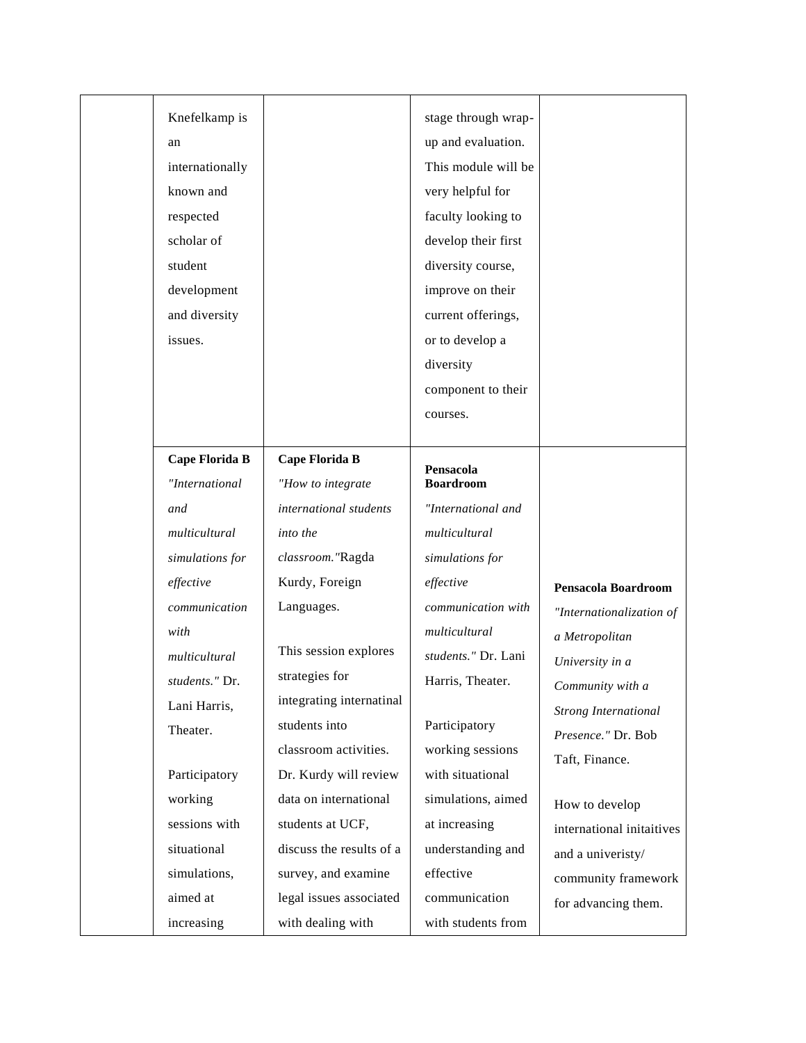| | | | | |
|---|---|---|---|---|
| | Knefelkamp is an internationally known and respected scholar of student development and diversity issues. | | stage through wrap-up and evaluation. This module will be very helpful for faculty looking to develop their first diversity course, improve on their current offerings, or to develop a diversity component to their courses. | |
| | **Cape Florida B** *"International and multicultural simulations for effective communication with multicultural students."* Dr. Lani Harris, Theater.<br><br>Participatory working sessions with situational simulations, aimed at increasing | **Cape Florida B** *"How to integrate international students into the classroom."*Ragda Kurdy, Foreign Languages.<br><br>This session explores strategies for integrating internatinal students into classroom activities. Dr. Kurdy will review data on international students at UCF, discuss the results of a survey, and examine legal issues associated with dealing with | **Pensacola Boardroom** *"International and multicultural simulations for effective communication with multicultural students."* Dr. Lani Harris, Theater.<br><br>Participatory working sessions with situational simulations, aimed at increasing understanding and effective communication with students from | **Pensacola Boardroom** *"Internationalization of a Metropolitan University in a Community with a Strong International Presence."* Dr. Bob Taft, Finance.<br><br>How to develop international initaitives and a univeristy/ community framework for advancing them. |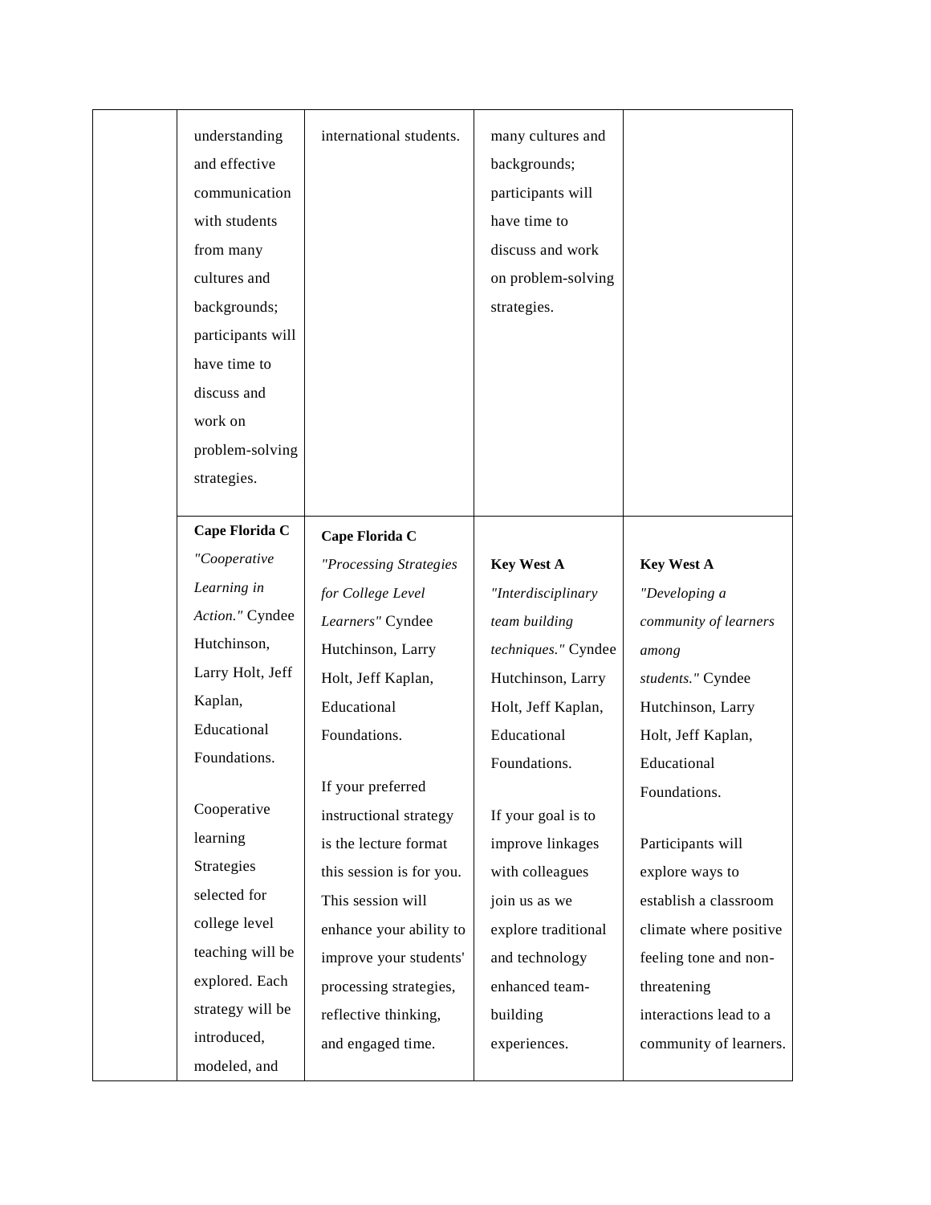| | | | | |
|---|---|---|---|---|
| | understanding and effective communication with students from many cultures and backgrounds; participants will have time to discuss and work on problem-solving strategies. | international students. | many cultures and backgrounds; participants will have time to discuss and work on problem-solving strategies. | |
| | **Cape Florida C** *"Cooperative Learning in Action."* Cyndee Hutchinson, Larry Holt, Jeff Kaplan, Educational Foundations.<br><br>Cooperative learning Strategies selected for college level teaching will be explored. Each strategy will be introduced, modeled, and | **Cape Florida C** *"Processing Strategies for College Level Learners"* Cyndee Hutchinson, Larry Holt, Jeff Kaplan, Educational Foundations.<br><br>If your preferred instructional strategy is the lecture format this session is for you. This session will enhance your ability to improve your students' processing strategies, reflective thinking, and engaged time. | **Key West A** *"Interdisciplinary team building techniques."* Cyndee Hutchinson, Larry Holt, Jeff Kaplan, Educational Foundations.<br><br>If your goal is to improve linkages with colleagues join us as we explore traditional and technology enhanced team-building experiences. | **Key West A** *"Developing a community of learners among students."* Cyndee Hutchinson, Larry Holt, Jeff Kaplan, Educational Foundations.<br><br>Participants will explore ways to establish a classroom climate where positive feeling tone and non-threatening interactions lead to a community of learners. |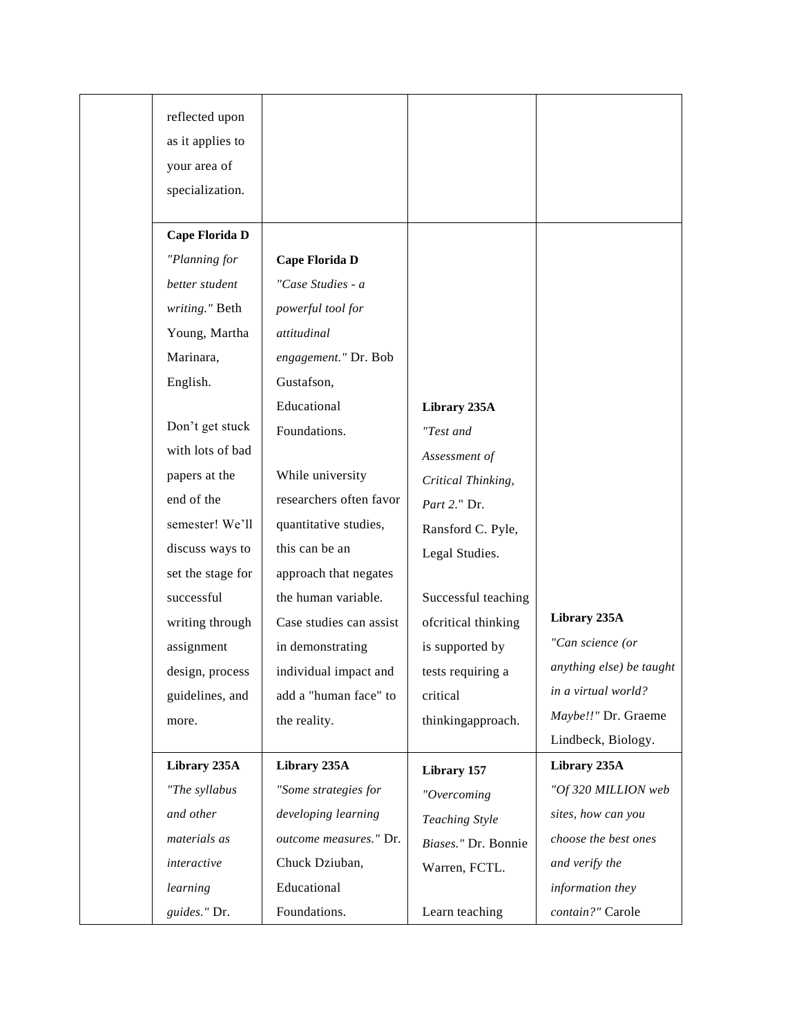| | | | | |
|---|---|---|---|---|
| | reflected upon as it applies to your area of specialization. | | | |
| | **Cape Florida D** *"Planning for better student writing."* Beth Young, Martha Marinara, English.<br><br>Don't get stuck with lots of bad papers at the end of the semester! We'll discuss ways to set the stage for successful writing through assignment design, process guidelines, and more. | **Cape Florida D** *"Case Studies - a powerful tool for attitudinal engagement."* Dr. Bob Gustafson, Educational Foundations.<br><br>While university researchers often favor quantitative studies, this can be an approach that negates the human variable. Case studies can assist in demonstrating individual impact and add a "human face" to the reality. | **Library 235A** *"Test and Assessment of Critical Thinking, Part 2."* Dr. Ransford C. Pyle, Legal Studies.<br><br>Successful teaching ofcritical thinking is supported by tests requiring a critical thinkingapproach. | **Library 235A** *"Can science (or anything else) be taught in a virtual world? Maybe!!"* Dr. Graeme Lindbeck, Biology. |
| | **Library 235A** *"The syllabus and other materials as interactive learning guides."* Dr. | **Library 235A** *"Some strategies for developing learning outcome measures."* Dr. Chuck Dziuban, Educational Foundations. | **Library 157** *"Overcoming Teaching Style Biases."* Dr. Bonnie Warren, FCTL.<br><br>Learn teaching | **Library 235A** *"Of 320 MILLION web sites, how can you choose the best ones and verify the information they contain?"* Carole |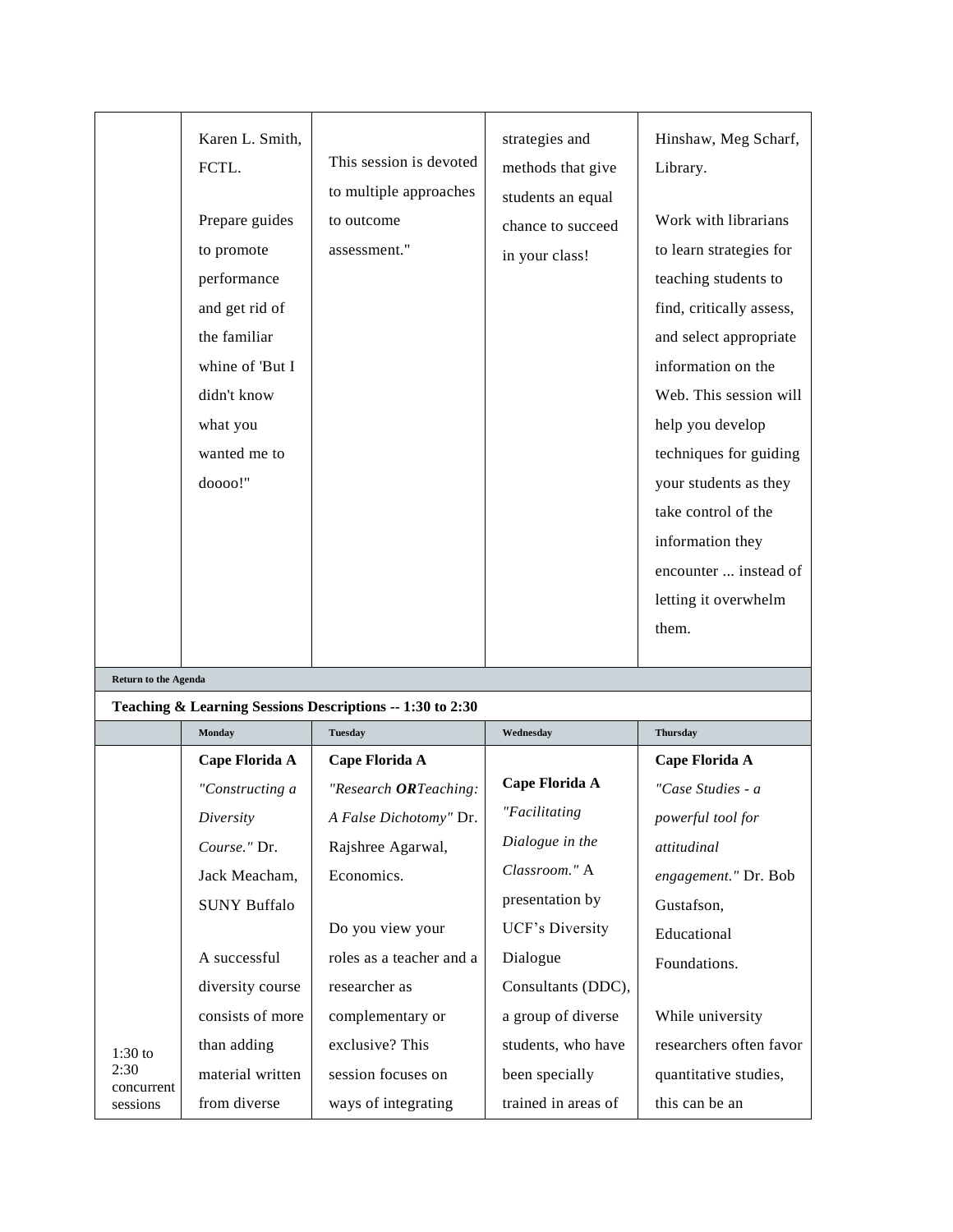|  |  |  |  |  |
| --- | --- | --- | --- | --- |
|  | Karen L. Smith, FCTL.<br><br>Prepare guides to promote performance and get rid of the familiar whine of 'But I didn't know what you wanted me to doooo!" | This session is devoted to multiple approaches to outcome assessment." | strategies and methods that give students an equal chance to succeed in your class! | Hinshaw, Meg Scharf, Library.<br><br>Work with librarians to learn strategies for teaching students to find, critically assess, and select appropriate information on the Web. This session will help you develop techniques for guiding your students as they take control of the information they encounter ... instead of letting it overwhelm them. |

**Return to the Agenda**

**Teaching & Learning Sessions Descriptions -- 1:30 to 2:30**

|  | Monday | Tuesday | Wednesday | Thursday |
| --- | --- | --- | --- | --- |
| 1:30 to 2:30 concurrent sessions | **Cape Florida A**<br>*"Constructing a Diversity Course."* Dr. Jack Meacham, SUNY Buffalo<br><br>A successful diversity course consists of more than adding material written from diverse | **Cape Florida A**<br>*"Research **OR**Teaching: A False Dichotomy"* Dr. Rajshree Agarwal, Economics.<br><br>Do you view your roles as a teacher and a researcher as complementary or exclusive? This session focuses on ways of integrating | **Cape Florida A**<br>*"Facilitating Dialogue in the Classroom."* A presentation by UCF's Diversity Dialogue Consultants (DDC), a group of diverse students, who have been specially trained in areas of | **Cape Florida A**<br>*"Case Studies - a powerful tool for attitudinal engagement."* Dr. Bob Gustafson, Educational Foundations.<br><br>While university researchers often favor quantitative studies, this can be an |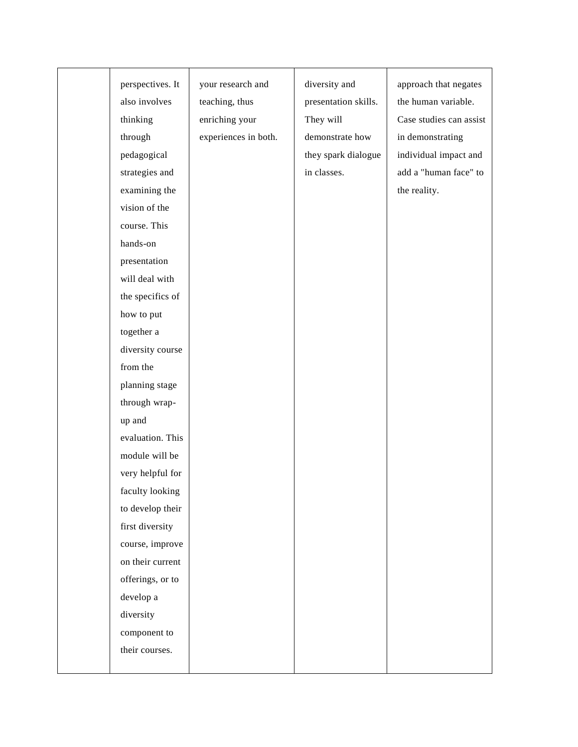|  | perspectives. It also involves thinking through pedagogical strategies and examining the vision of the course. This hands-on presentation will deal with the specifics of how to put together a diversity course from the planning stage through wrap-up and evaluation. This module will be very helpful for faculty looking to develop their first diversity course, improve on their current offerings, or to develop a diversity component to their courses. | your research and teaching, thus enriching your experiences in both. | diversity and presentation skills. They will demonstrate how they spark dialogue in classes. | approach that negates the human variable. Case studies can assist in demonstrating individual impact and add a "human face" to the reality. |
|---|---|---|---|---|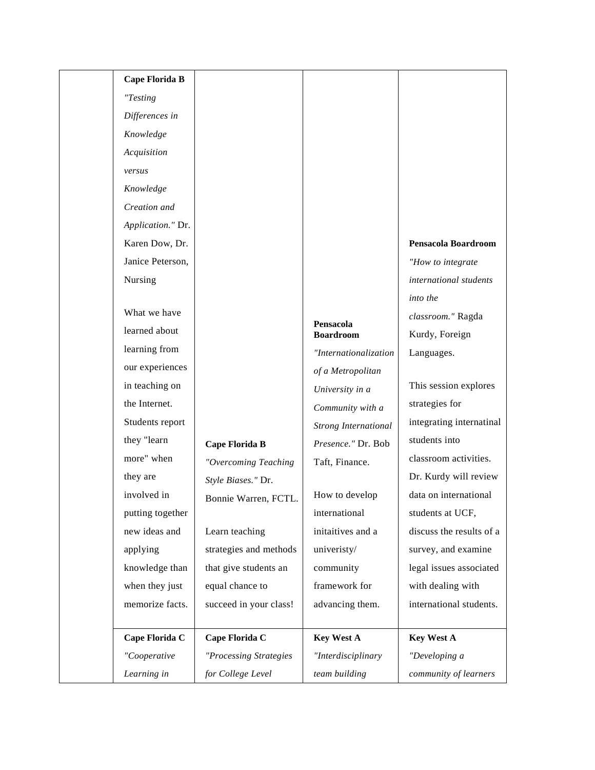| | | | | |
|---|---|---|---|---|
| | **Cape Florida B** *"Testing Differences in Knowledge Acquisition versus Knowledge Creation and Application."* Dr. Karen Dow, Dr. Janice Peterson, Nursing<br><br>What we have learned about learning from our experiences in teaching on the Internet. Students report they "learn more" when they are involved in putting together new ideas and applying knowledge than when they just memorize facts. | **Cape Florida B** *"Overcoming Teaching Style Biases."* Dr. Bonnie Warren, FCTL.<br><br>Learn teaching strategies and methods that give students an equal chance to succeed in your class! | **Pensacola Boardroom** *"Internationalization of a Metropolitan University in a Community with a Strong International Presence."* Dr. Bob Taft, Finance.<br><br>How to develop international initaitives and a univeristy/ community framework for advancing them. | **Pensacola Boardroom** *"How to integrate international students into the classroom."* Ragda Kurdy, Foreign Languages.<br><br>This session explores strategies for integrating internatinal students into classroom activities. Dr. Kurdy will review data on international students at UCF, discuss the results of a survey, and examine legal issues associated with dealing with international students. |
| | **Cape Florida C** *"Cooperative Learning in* | **Cape Florida C** *"Processing Strategies for College Level* | **Key West A** *"Interdisciplinary team building* | **Key West A** *"Developing a community of learners* |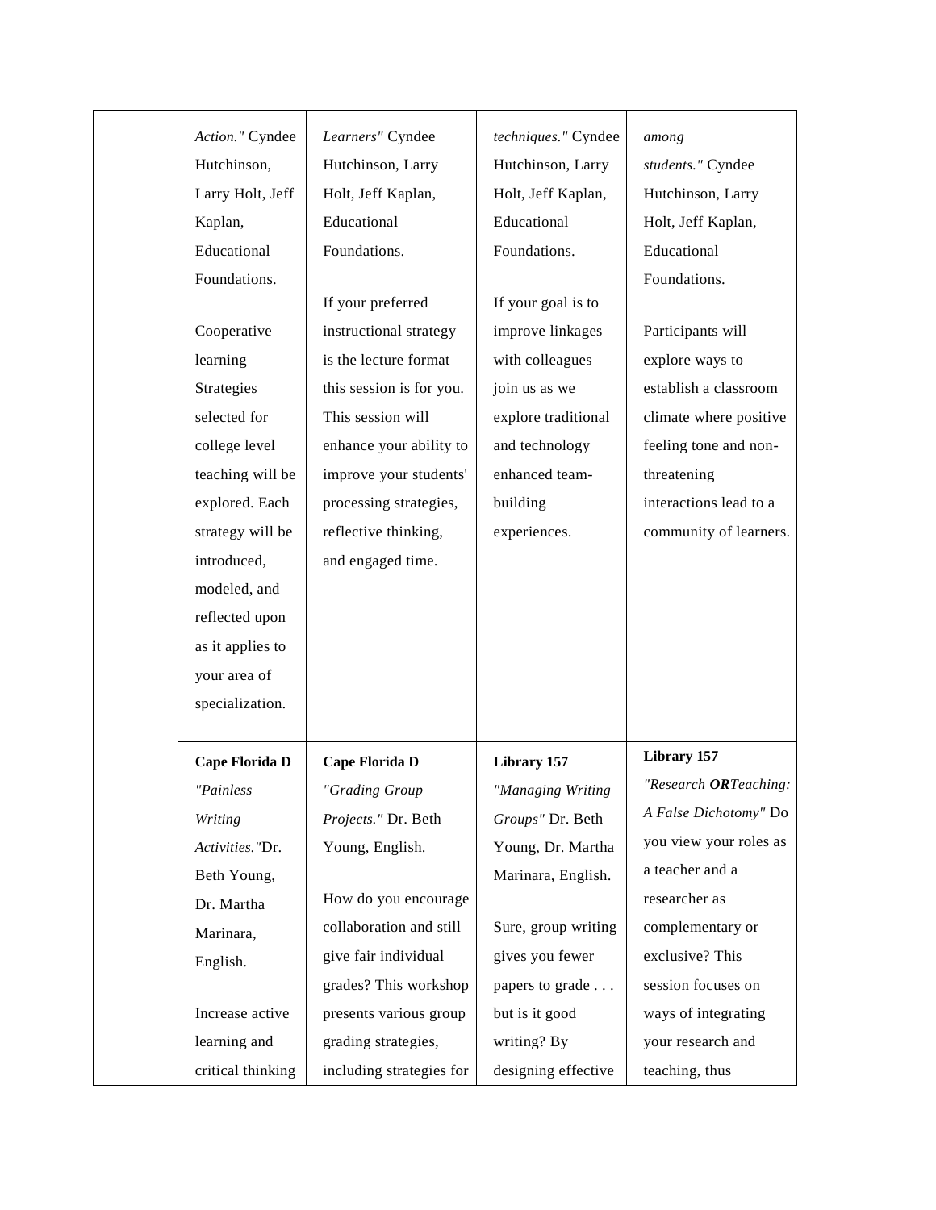| | | | | |
|---|---|---|---|---|
| | *Action."* Cyndee Hutchinson, Larry Holt, Jeff Kaplan, Educational Foundations.<br><br>Cooperative learning Strategies selected for college level teaching will be explored. Each strategy will be introduced, modeled, and reflected upon as it applies to your area of specialization. | *Learners"* Cyndee Hutchinson, Larry Holt, Jeff Kaplan, Educational Foundations.<br><br>If your preferred instructional strategy is the lecture format this session is for you. This session will enhance your ability to improve your students' processing strategies, reflective thinking, and engaged time. | *techniques."* Cyndee Hutchinson, Larry Holt, Jeff Kaplan, Educational Foundations.<br><br>If your goal is to improve linkages with colleagues join us as we explore traditional and technology enhanced team-building experiences. | *among students."* Cyndee Hutchinson, Larry Holt, Jeff Kaplan, Educational Foundations.<br><br>Participants will explore ways to establish a classroom climate where positive feeling tone and non-threatening interactions lead to a community of learners. |
| | **Cape Florida D**<br>*"Painless Writing Activities."*Dr. Beth Young, Dr. Martha Marinara, English.<br><br>Increase active learning and critical thinking | **Cape Florida D**<br>*"Grading Group Projects."* Dr. Beth Young, English.<br><br>How do you encourage collaboration and still give fair individual grades? This workshop presents various group grading strategies, including strategies for | **Library 157**<br>*"Managing Writing Groups"* Dr. Beth Young, Dr. Martha Marinara, English.<br><br>Sure, group writing gives you fewer papers to grade . . . but is it good writing? By designing effective | **Library 157**<br>*"Research **OR**Teaching: A False Dichotomy"* Do you view your roles as a teacher and a researcher as complementary or exclusive? This session focuses on ways of integrating your research and teaching, thus |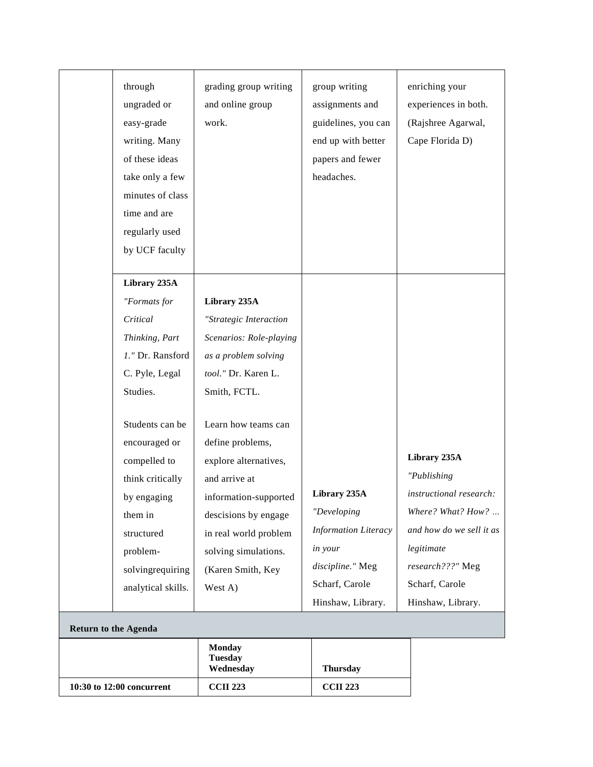| | | | | |
|---|---|---|---|---|
| | through ungraded or easy-grade writing. Many of these ideas take only a few minutes of class time and are regularly used by UCF faculty | grading group writing and online group work. | group writing assignments and guidelines, you can end up with better papers and fewer headaches. | enriching your experiences in both. (Rajshree Agarwal, Cape Florida D) |
| | **Library 235A** *"Formats for Critical Thinking, Part 1."* Dr. Ransford C. Pyle, Legal Studies.<br><br>Students can be encouraged or compelled to think critically by engaging them in structured problem-solvingrequiring analytical skills. | **Library 235A** *"Strategic Interaction Scenarios: Role-playing as a problem solving tool."* Dr. Karen L. Smith, FCTL.<br><br>Learn how teams can define problems, explore alternatives, and arrive at information-supported descisions by engage in real world problem solving simulations. (Karen Smith, Key West A) | **Library 235A** *"Developing Information Literacy in your discipline."* Meg Scharf, Carole Hinshaw, Library. | **Library 235A** *"Publishing instructional research: Where? What? How? ... and how do we sell it as legitimate research???"* Meg Scharf, Carole Hinshaw, Library. |

**Return to the Agenda**

| | **Monday Tuesday Wednesday** | **Thursday** |
|---|---|---|
| **10:30 to 12:00 concurrent** | **CCII 223** | **CCII 223** |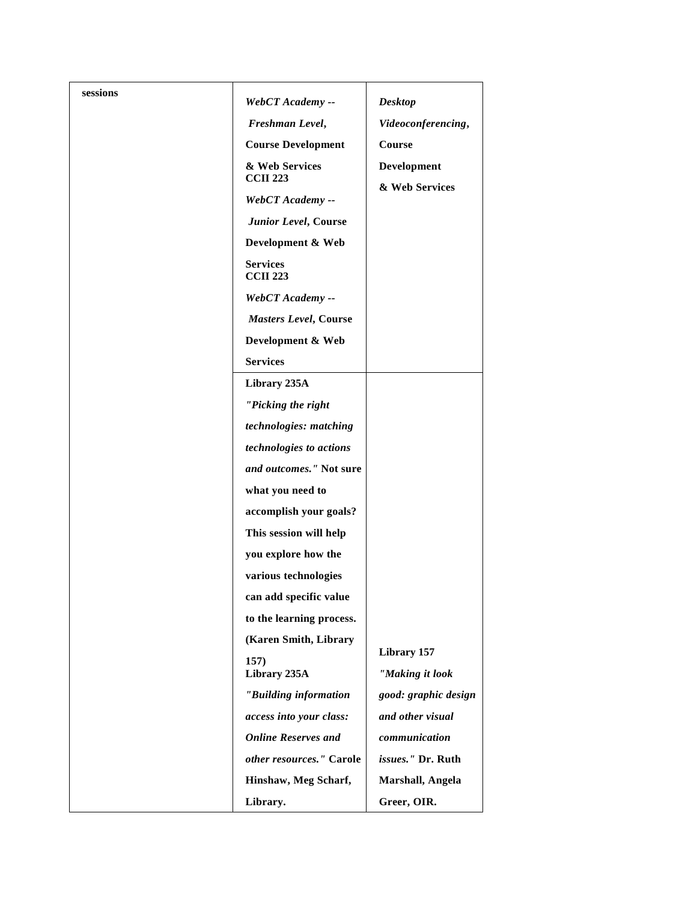| sessions | *WebCT Academy -- Freshman Level*, **Course Development & Web Services CCII 223** *WebCT Academy -- Junior Level*, **Course Development & Web Services CCII 223** *WebCT Academy -- Masters Level*, **Course Development & Web Services** | *Desktop Videoconferencing*, **Course Development & Web Services** |
|---|---|---|
| | **Library 235A** *"Picking the right technologies: matching technologies to actions and outcomes."* **Not sure what you need to accomplish your goals? This session will help you explore how the various technologies can add specific value to the learning process. (Karen Smith, Library 157)** **Library 235A** *"Building information access into your class: Online Reserves and other resources."* **Carole Hinshaw, Meg Scharf, Library.** | **Library 157** *"Making it look good: graphic design and other visual communication issues."* **Dr. Ruth Marshall, Angela Greer, OIR.** |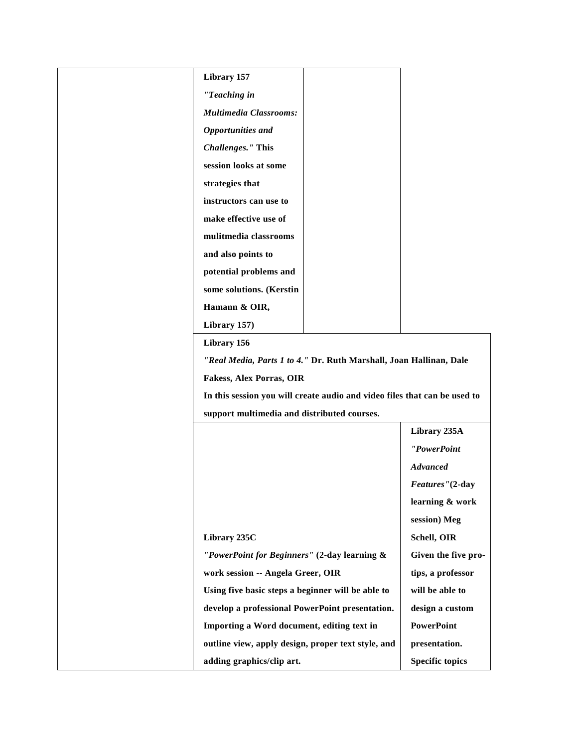| | | | |
|---|---|---|---|
| | **Library 157** ***"Teaching in Multimedia Classrooms: Opportunities and Challenges."*** **This session looks at some strategies that instructors can use to make effective use of mulitmedia classrooms and also points to potential problems and some solutions. (Kerstin Hamann & OIR, Library 157)** | | |
| | **Library 156** ***"Real Media, Parts 1 to 4."*** **Dr. Ruth Marshall, Joan Hallinan, Dale Fakess, Alex Porras, OIR** **In this session you will create audio and video files that can be used to support multimedia and distributed courses.** | | |
| | **Library 235C** ***"PowerPoint for Beginners"*** **(2-day learning & work session -- Angela Greer, OIR** **Using five basic steps a beginner will be able to develop a professional PowerPoint presentation. Importing a Word document, editing text in outline view, apply design, proper text style, and adding graphics/clip art.** | | **Library 235A** ***"PowerPoint Advanced Features"*** **(2-day learning & work session) Meg Schell, OIR** **Given the five pro-tips, a professor will be able to design a custom PowerPoint presentation. Specific topics** |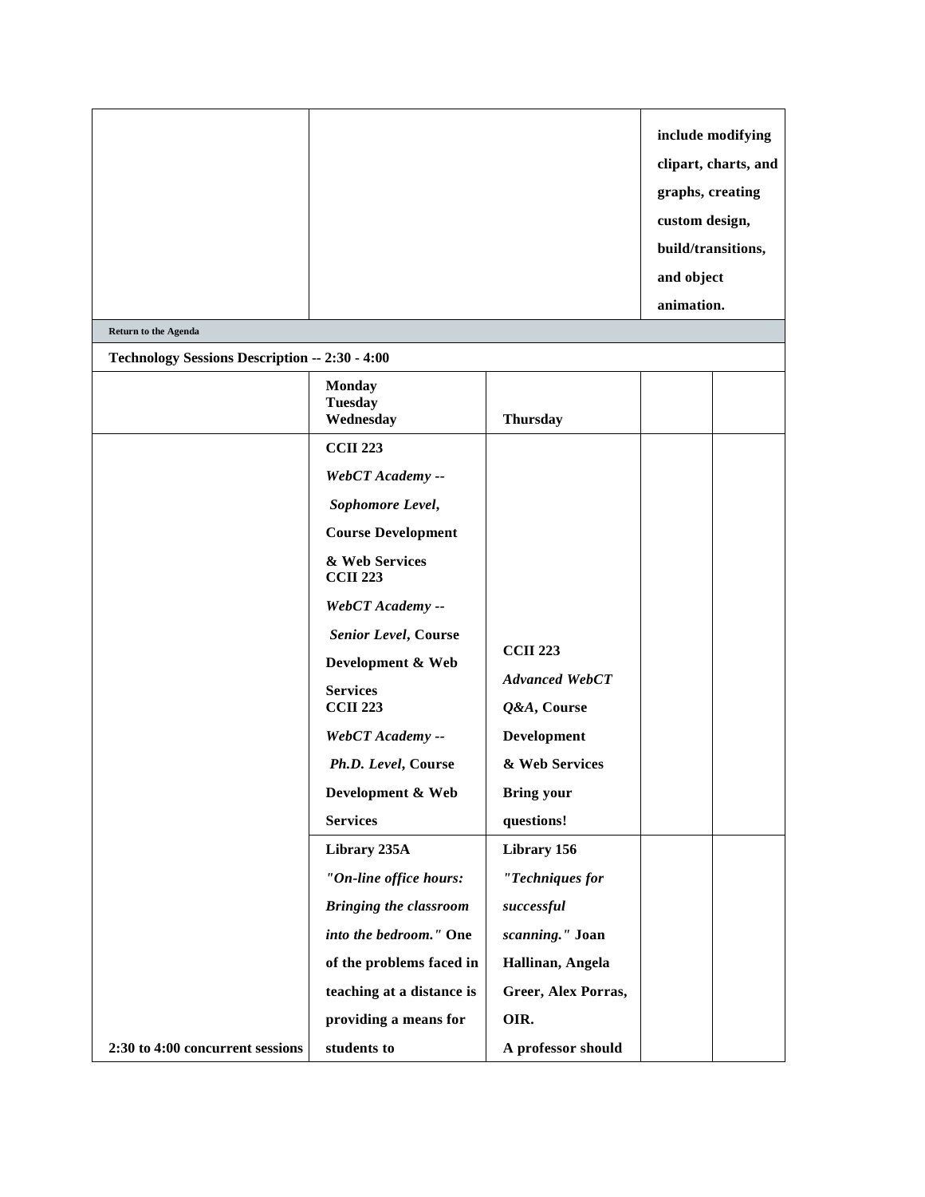| | | include modifying clipart, charts, and graphs, creating custom design, build/transitions, and object animation. |
|---|---|---|

**Return to the Agenda**

**Technology Sessions Description -- 2:30 - 4:00**

| | Monday<br>Tuesday<br>Wednesday | Thursday | | |
|---|---|---|---|---|
| | **CCII 223**<br>***WebCT Academy -- Sophomore Level*****, Course Development & Web Services**<br>**CCII 223**<br>***WebCT Academy -- Senior Level*****, Course Development & Web Services**<br>**CCII 223**<br>***WebCT Academy -- Ph.D. Level*****, Course Development & Web Services** | **CCII 223**<br>***Advanced WebCT Q&A*****, Course Development & Web Services Bring your questions!** | | |
| **2:30 to 4:00 concurrent sessions** | **Library 235A**<br>***"On-line office hours: Bringing the classroom into the bedroom."*** **One of the problems faced in teaching at a distance is providing a means for students to** | **Library 156**<br>***"Techniques for successful scanning."*** **Joan Hallinan, Angela Greer, Alex Porras, OIR.**<br>**A professor should** | | |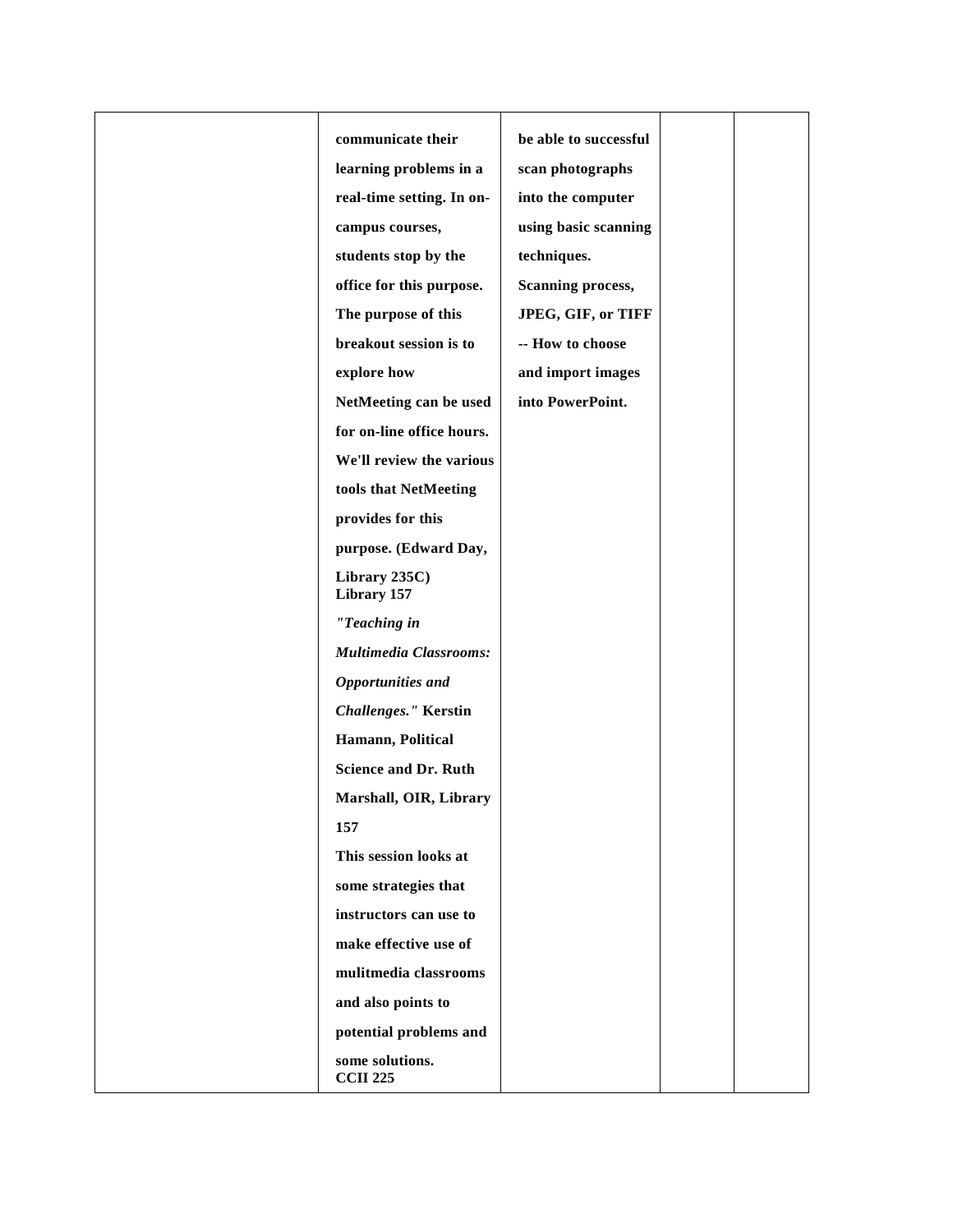|  | communicate their learning problems in a real-time setting. In on-campus courses, students stop by the office for this purpose. The purpose of this breakout session is to explore how NetMeeting can be used for on-line office hours. We'll review the various tools that NetMeeting provides for this purpose. (Edward Day, Library 235C)<br>Library 157<br>*"Teaching in Multimedia Classrooms: Opportunities and Challenges."* Kerstin Hamann, Political Science and Dr. Ruth Marshall, OIR, Library 157<br>This session looks at some strategies that instructors can use to make effective use of mulitmedia classrooms and also points to potential problems and some solutions.<br>CCII 225 | be able to successful scan photographs into the computer using basic scanning techniques. Scanning process, JPEG, GIF, or TIFF -- How to choose and import images into PowerPoint. |  |  |
|---|---|---|---|---|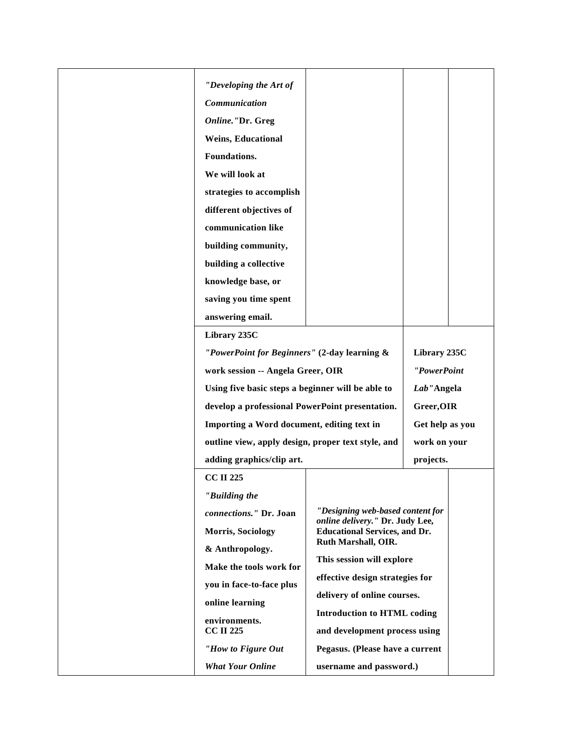| | | | | |
|---|---|---|---|---|
| | ***"Developing the Art of Communication Online."*** **Dr. Greg Weins, Educational Foundations. We will look at strategies to accomplish different objectives of communication like building community, building a collective knowledge base, or saving you time spent answering email.** | | | |
| | **Library 235C** ***"PowerPoint for Beginners"*** **(2-day learning & work session -- Angela Greer, OIR Using five basic steps a beginner will be able to develop a professional PowerPoint presentation. Importing a Word document, editing text in outline view, apply design, proper text style, and adding graphics/clip art.** | | **Library 235C** ***"PowerPoint Lab"*** **Angela Greer,OIR Get help as you work on your projects.** | |
| | **CC II 225** ***"Building the connections."*** **Dr. Joan Morris, Sociology & Anthropology. Make the tools work for you in face-to-face plus online learning environments.** **CC II 225** ***"How to Figure Out What Your Online*** | ***"Designing web-based content for online delivery."*** **Dr. Judy Lee, Educational Services, and Dr. Ruth Marshall, OIR. This session will explore effective design strategies for delivery of online courses. Introduction to HTML coding and development process using Pegasus. (Please have a current username and password.)** | | |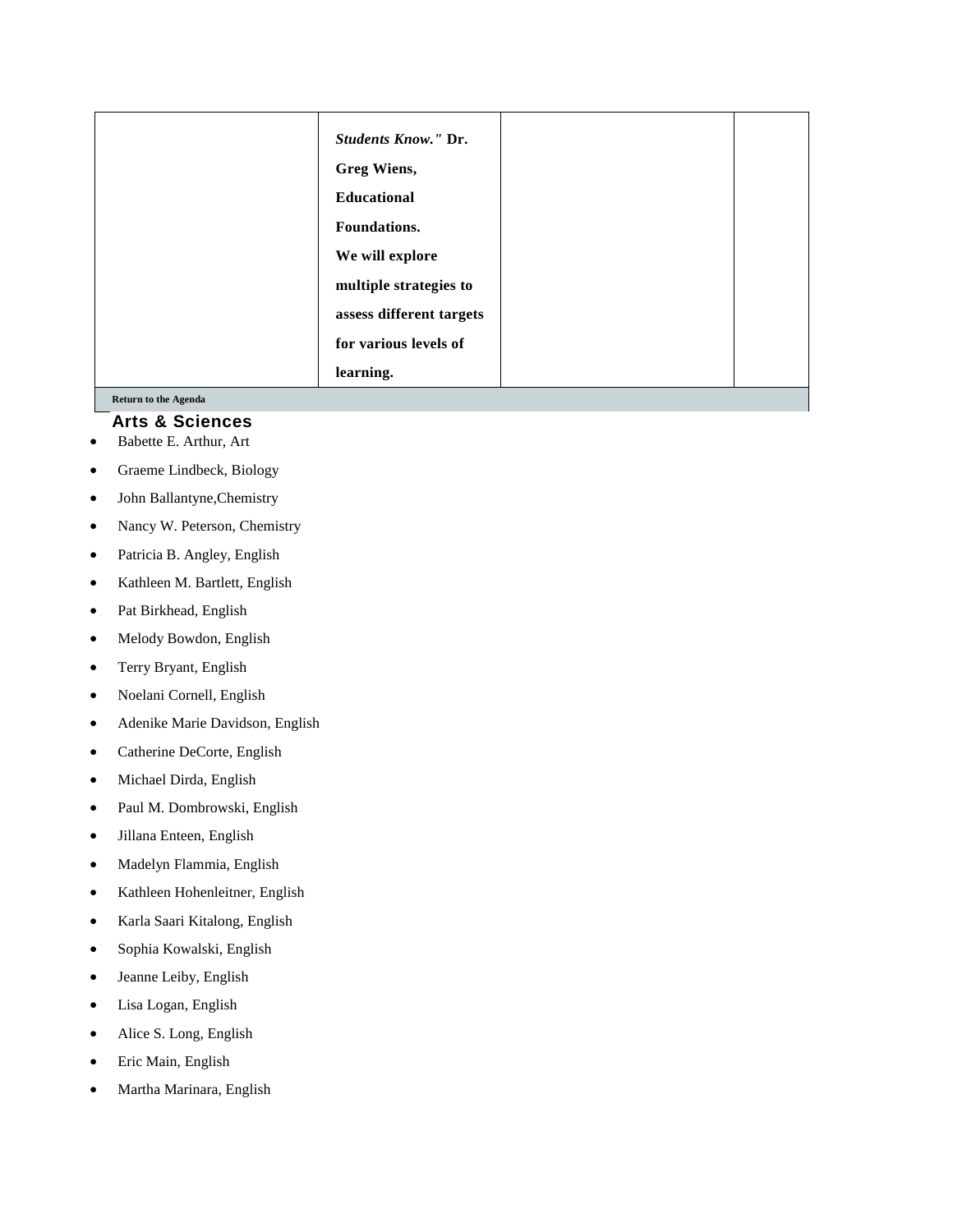| | ***Students Know."* Dr. Greg Wiens, Educational Foundations. We will explore multiple strategies to assess different targets for various levels of learning.** | | |
|---|---|---|---|

**Return to the Agenda**

## Arts & Sciences

- Babette E. Arthur, Art
- Graeme Lindbeck, Biology
- John Ballantyne,Chemistry
- Nancy W. Peterson, Chemistry
- Patricia B. Angley, English
- Kathleen M. Bartlett, English
- Pat Birkhead, English
- Melody Bowdon, English
- Terry Bryant, English
- Noelani Cornell, English
- Adenike Marie Davidson, English
- Catherine DeCorte, English
- Michael Dirda, English
- Paul M. Dombrowski, English
- Jillana Enteen, English
- Madelyn Flammia, English
- Kathleen Hohenleitner, English
- Karla Saari Kitalong, English
- Sophia Kowalski, English
- Jeanne Leiby, English
- Lisa Logan, English
- Alice S. Long, English
- Eric Main, English
- Martha Marinara, English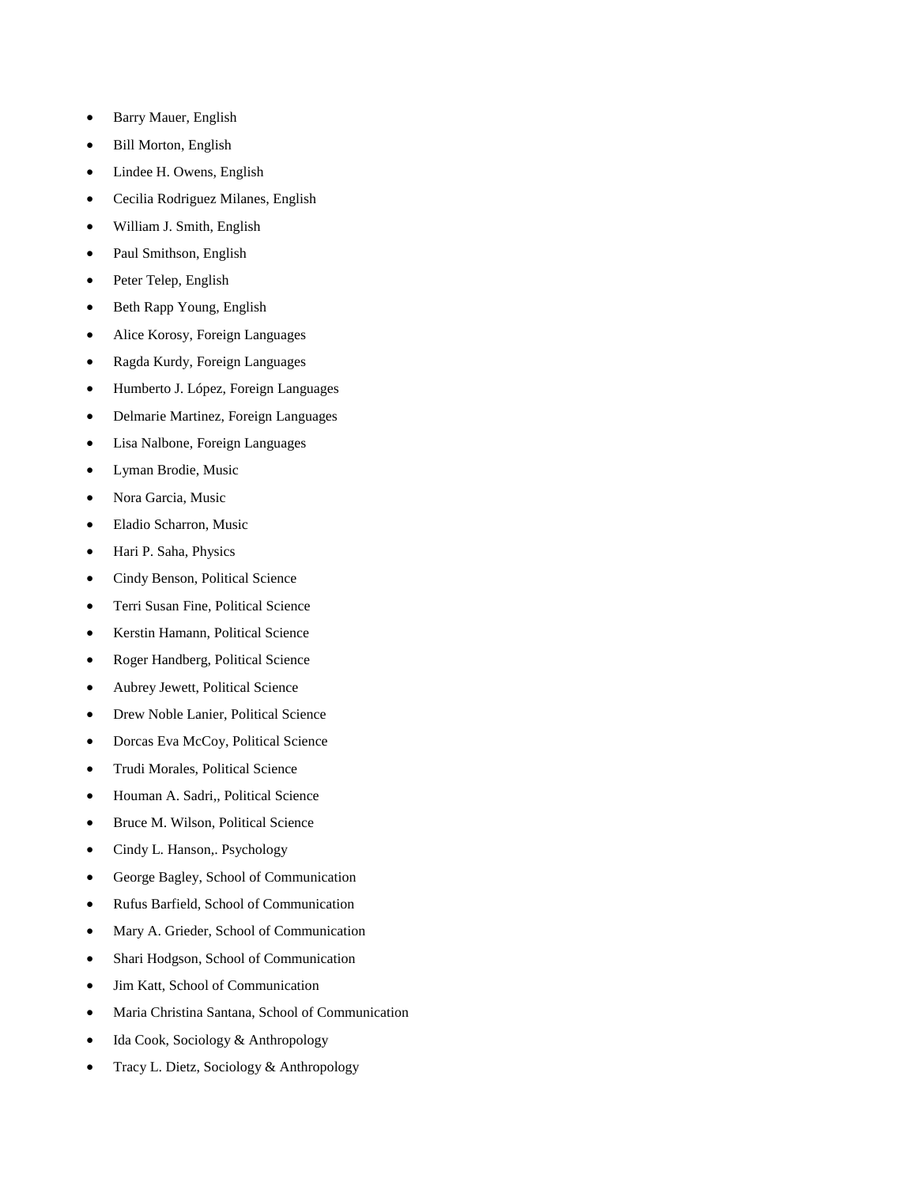- Barry Mauer, English
- Bill Morton, English
- Lindee H. Owens, English
- Cecilia Rodriguez Milanes, English
- William J. Smith, English
- Paul Smithson, English
- Peter Telep, English
- Beth Rapp Young, English
- Alice Korosy, Foreign Languages
- Ragda Kurdy, Foreign Languages
- Humberto J. López, Foreign Languages
- Delmarie Martinez, Foreign Languages
- Lisa Nalbone, Foreign Languages
- Lyman Brodie, Music
- Nora Garcia, Music
- Eladio Scharron, Music
- Hari P. Saha, Physics
- Cindy Benson, Political Science
- Terri Susan Fine, Political Science
- Kerstin Hamann, Political Science
- Roger Handberg, Political Science
- Aubrey Jewett, Political Science
- Drew Noble Lanier, Political Science
- Dorcas Eva McCoy, Political Science
- Trudi Morales, Political Science
- Houman A. Sadri,, Political Science
- Bruce M. Wilson, Political Science
- Cindy L. Hanson,. Psychology
- George Bagley, School of Communication
- Rufus Barfield, School of Communication
- Mary A. Grieder, School of Communication
- Shari Hodgson, School of Communication
- Jim Katt, School of Communication
- Maria Christina Santana, School of Communication
- Ida Cook, Sociology & Anthropology
- Tracy L. Dietz, Sociology & Anthropology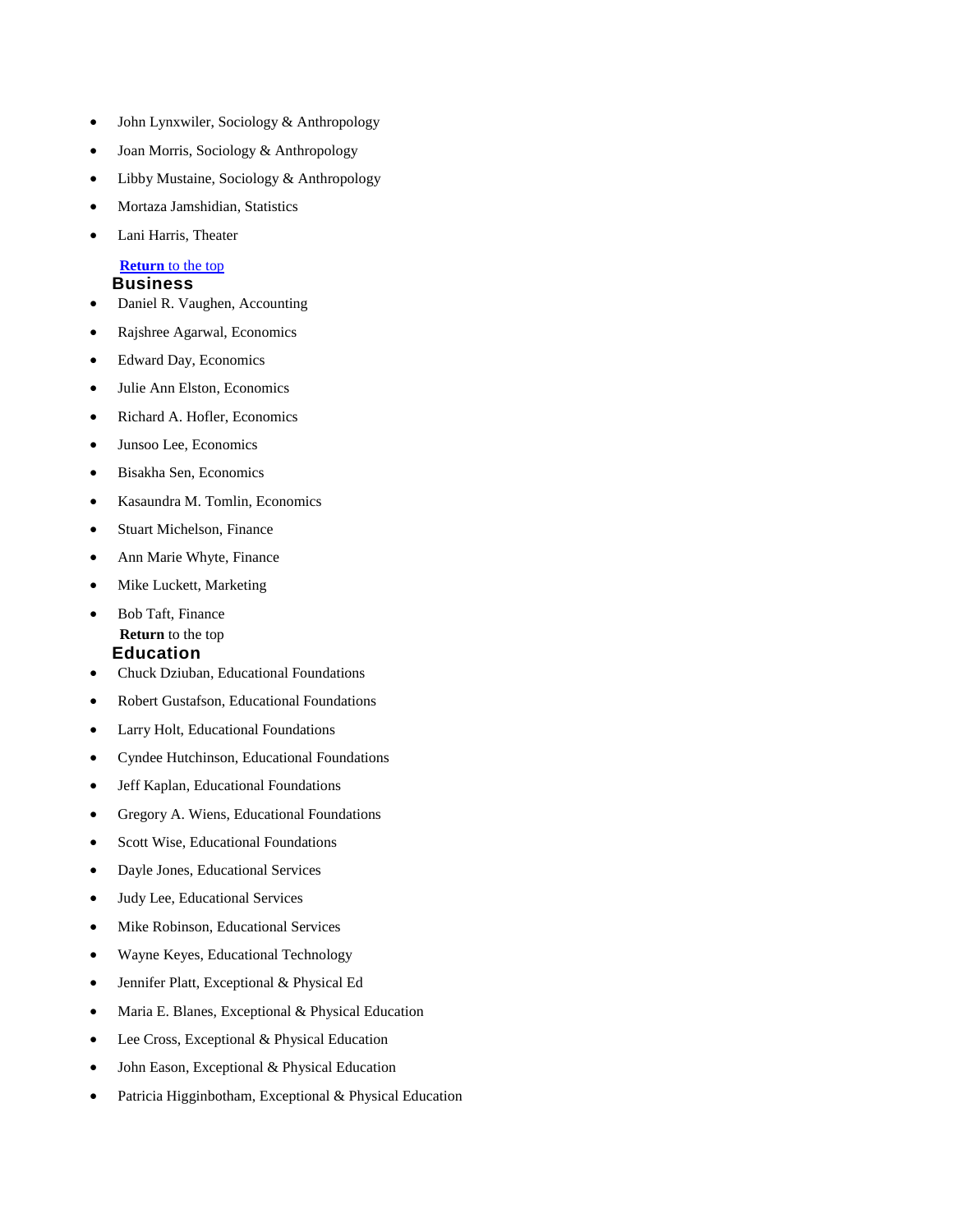- John Lynxwiler, Sociology & Anthropology
- Joan Morris, Sociology & Anthropology
- Libby Mustaine, Sociology & Anthropology
- Mortaza Jamshidian, Statistics
- Lani Harris, Theater

**Return** to the top

## Business

- Daniel R. Vaughen, Accounting
- Rajshree Agarwal, Economics
- Edward Day, Economics
- Julie Ann Elston, Economics
- Richard A. Hofler, Economics
- Junsoo Lee, Economics
- Bisakha Sen, Economics
- Kasaundra M. Tomlin, Economics
- Stuart Michelson, Finance
- Ann Marie Whyte, Finance
- Mike Luckett, Marketing
- Bob Taft, Finance

**Return** to the top

## Education

- Chuck Dziuban, Educational Foundations
- Robert Gustafson, Educational Foundations
- Larry Holt, Educational Foundations
- Cyndee Hutchinson, Educational Foundations
- Jeff Kaplan, Educational Foundations
- Gregory A. Wiens, Educational Foundations
- Scott Wise, Educational Foundations
- Dayle Jones, Educational Services
- Judy Lee, Educational Services
- Mike Robinson, Educational Services
- Wayne Keyes, Educational Technology
- Jennifer Platt, Exceptional & Physical Ed
- Maria E. Blanes, Exceptional & Physical Education
- Lee Cross, Exceptional & Physical Education
- John Eason, Exceptional & Physical Education
- Patricia Higginbotham, Exceptional & Physical Education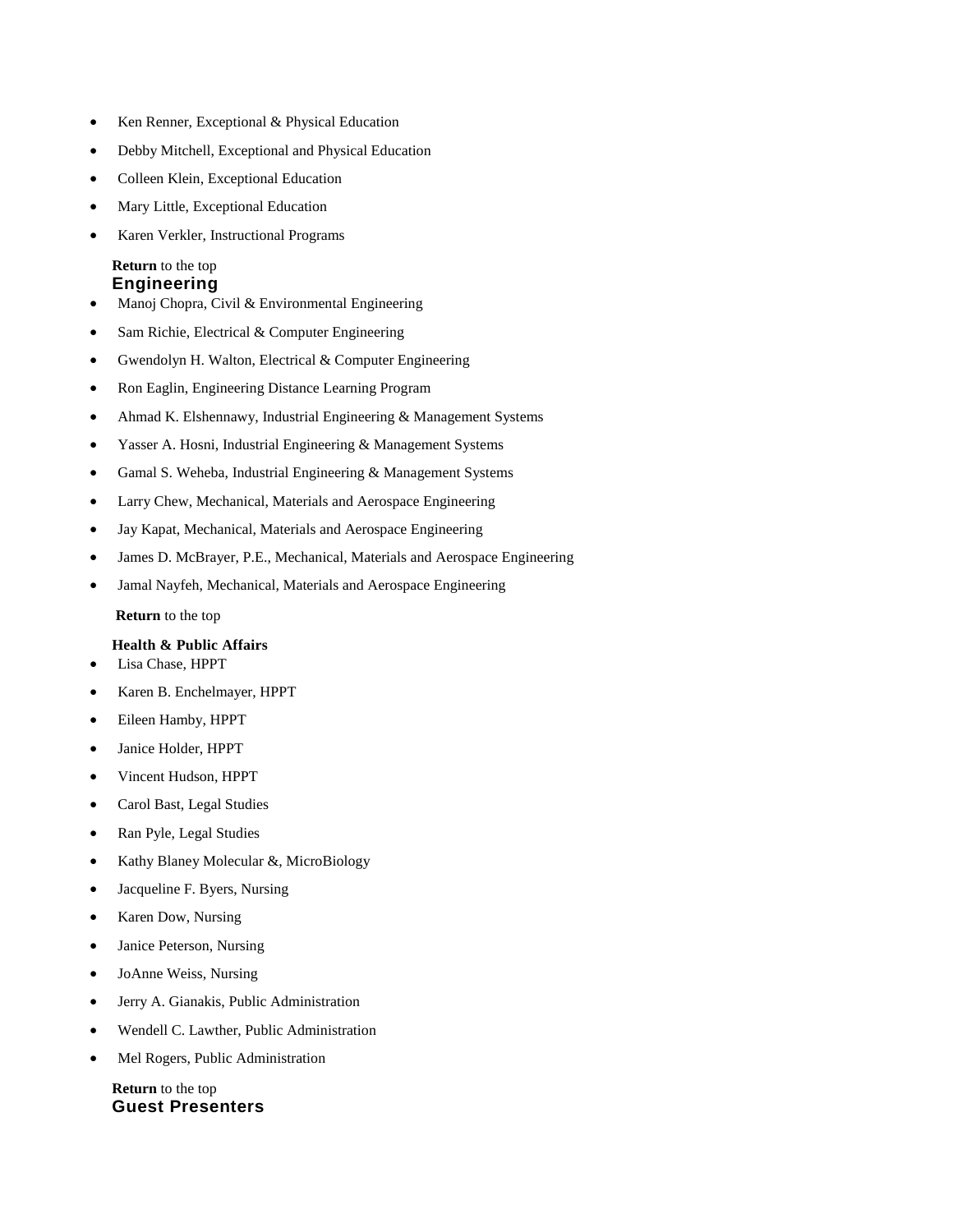- Ken Renner, Exceptional & Physical Education
- Debby Mitchell, Exceptional and Physical Education
- Colleen Klein, Exceptional Education
- Mary Little, Exceptional Education
- Karen Verkler, Instructional Programs

**Return** to the top

## Engineering

- Manoj Chopra, Civil & Environmental Engineering
- Sam Richie, Electrical & Computer Engineering
- Gwendolyn H. Walton, Electrical & Computer Engineering
- Ron Eaglin, Engineering Distance Learning Program
- Ahmad K. Elshennawy, Industrial Engineering & Management Systems
- Yasser A. Hosni, Industrial Engineering & Management Systems
- Gamal S. Weheba, Industrial Engineering & Management Systems
- Larry Chew, Mechanical, Materials and Aerospace Engineering
- Jay Kapat, Mechanical, Materials and Aerospace Engineering
- James D. McBrayer, P.E., Mechanical, Materials and Aerospace Engineering
- Jamal Nayfeh, Mechanical, Materials and Aerospace Engineering

**Return** to the top

**Health & Public Affairs**

- Lisa Chase, HPPT
- Karen B. Enchelmayer, HPPT
- Eileen Hamby, HPPT
- Janice Holder, HPPT
- Vincent Hudson, HPPT
- Carol Bast, Legal Studies
- Ran Pyle, Legal Studies
- Kathy Blaney Molecular &, MicroBiology
- Jacqueline F. Byers, Nursing
- Karen Dow, Nursing
- Janice Peterson, Nursing
- JoAnne Weiss, Nursing
- Jerry A. Gianakis, Public Administration
- Wendell C. Lawther, Public Administration
- Mel Rogers, Public Administration

**Return** to the top

## Guest Presenters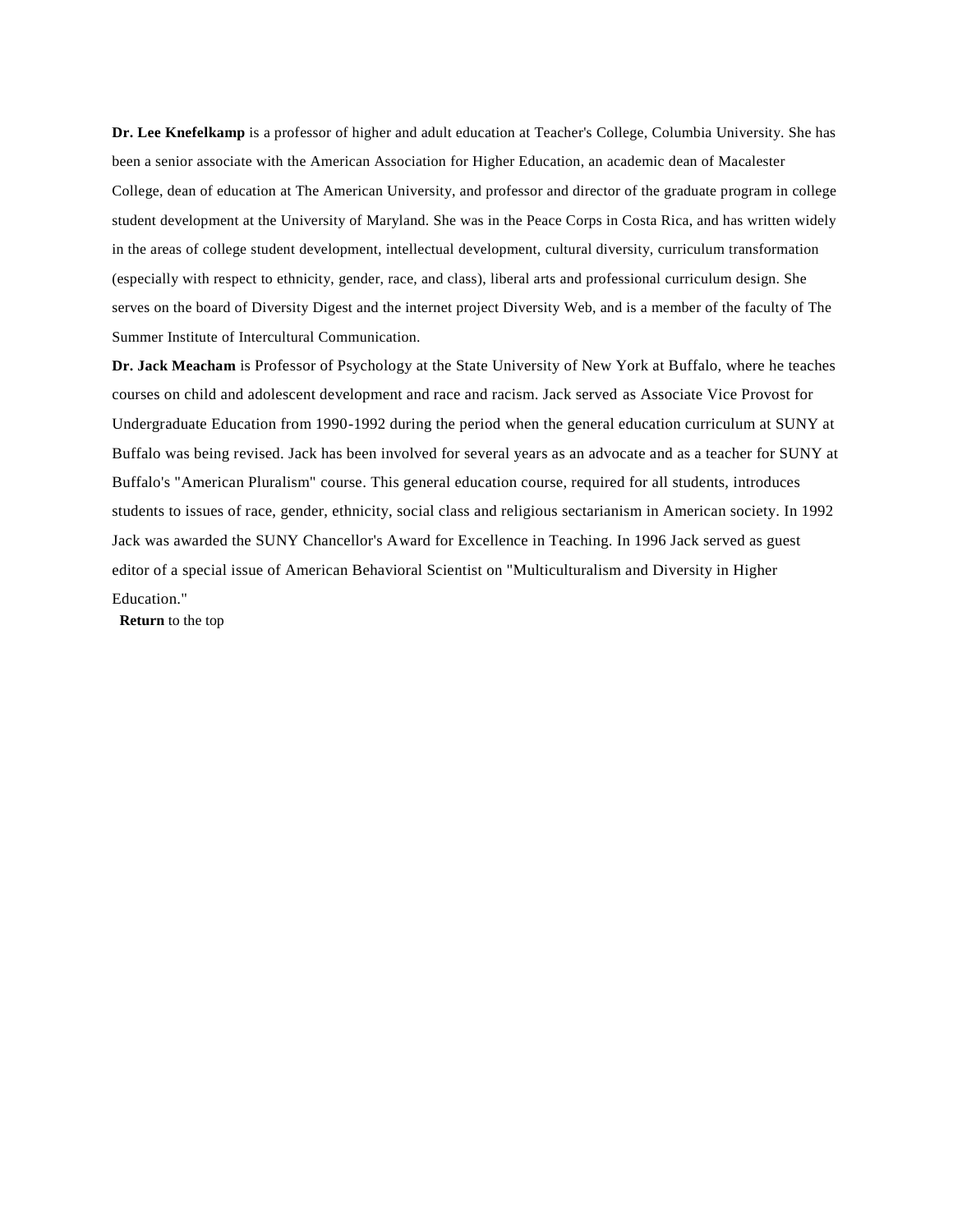**Dr. Lee Knefelkamp** is a professor of higher and adult education at Teacher's College, Columbia University. She has been a senior associate with the American Association for Higher Education, an academic dean of Macalester College, dean of education at The American University, and professor and director of the graduate program in college student development at the University of Maryland. She was in the Peace Corps in Costa Rica, and has written widely in the areas of college student development, intellectual development, cultural diversity, curriculum transformation (especially with respect to ethnicity, gender, race, and class), liberal arts and professional curriculum design. She serves on the board of Diversity Digest and the internet project Diversity Web, and is a member of the faculty of The Summer Institute of Intercultural Communication.

**Dr. Jack Meacham** is Professor of Psychology at the State University of New York at Buffalo, where he teaches courses on child and adolescent development and race and racism. Jack served as Associate Vice Provost for Undergraduate Education from 1990-1992 during the period when the general education curriculum at SUNY at Buffalo was being revised. Jack has been involved for several years as an advocate and as a teacher for SUNY at Buffalo's "American Pluralism" course. This general education course, required for all students, introduces students to issues of race, gender, ethnicity, social class and religious sectarianism in American society. In 1992 Jack was awarded the SUNY Chancellor's Award for Excellence in Teaching. In 1996 Jack served as guest editor of a special issue of American Behavioral Scientist on "Multiculturalism and Diversity in Higher Education."

**Return** to the top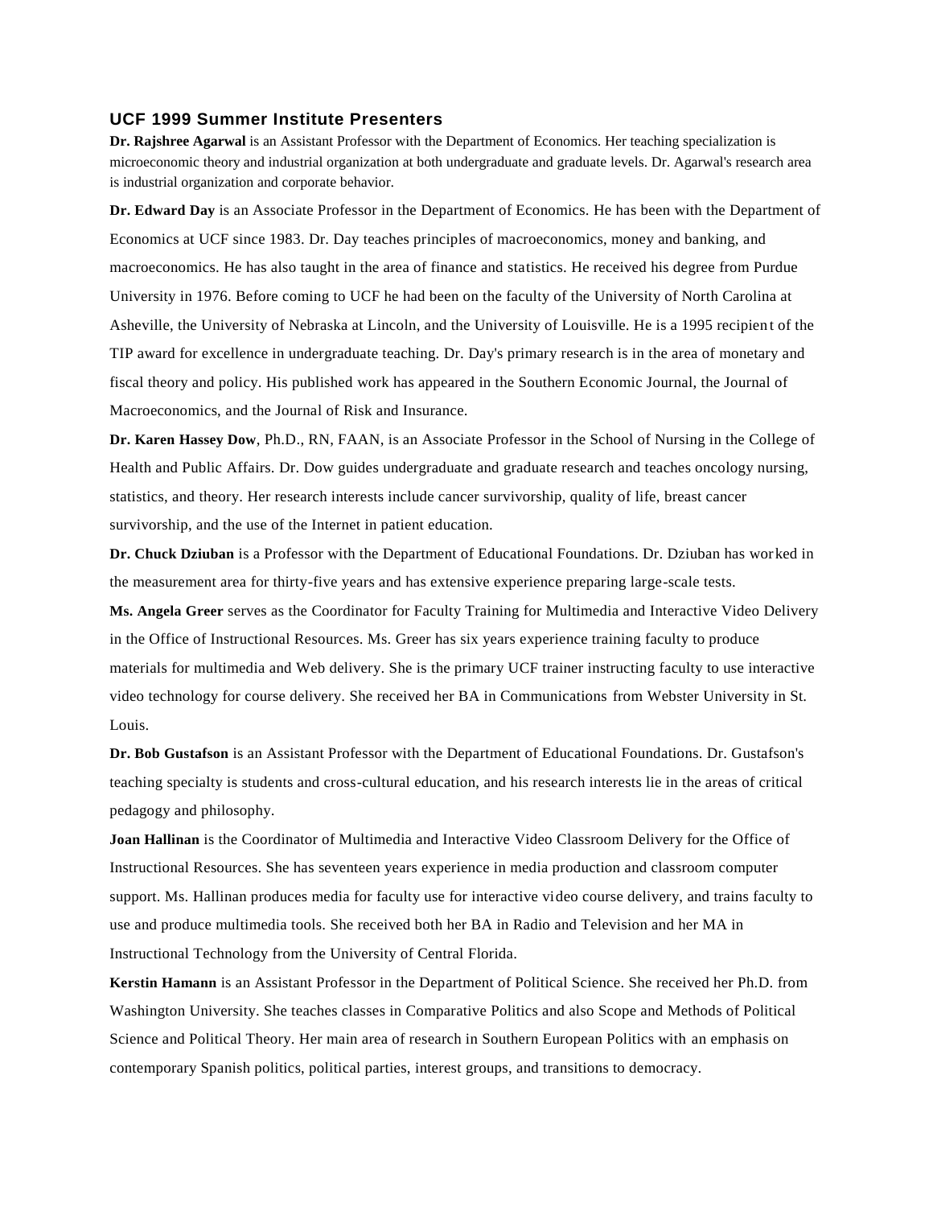### UCF 1999 Summer Institute Presenters

**Dr. Rajshree Agarwal** is an Assistant Professor with the Department of Economics. Her teaching specialization is microeconomic theory and industrial organization at both undergraduate and graduate levels. Dr. Agarwal's research area is industrial organization and corporate behavior.

**Dr. Edward Day** is an Associate Professor in the Department of Economics. He has been with the Department of Economics at UCF since 1983. Dr. Day teaches principles of macroeconomics, money and banking, and macroeconomics. He has also taught in the area of finance and statistics. He received his degree from Purdue University in 1976. Before coming to UCF he had been on the faculty of the University of North Carolina at Asheville, the University of Nebraska at Lincoln, and the University of Louisville. He is a 1995 recipient of the TIP award for excellence in undergraduate teaching. Dr. Day's primary research is in the area of monetary and fiscal theory and policy. His published work has appeared in the Southern Economic Journal, the Journal of Macroeconomics, and the Journal of Risk and Insurance.

**Dr. Karen Hassey Dow**, Ph.D., RN, FAAN, is an Associate Professor in the School of Nursing in the College of Health and Public Affairs. Dr. Dow guides undergraduate and graduate research and teaches oncology nursing, statistics, and theory. Her research interests include cancer survivorship, quality of life, breast cancer survivorship, and the use of the Internet in patient education.

**Dr. Chuck Dziuban** is a Professor with the Department of Educational Foundations. Dr. Dziuban has worked in the measurement area for thirty-five years and has extensive experience preparing large-scale tests.

**Ms. Angela Greer** serves as the Coordinator for Faculty Training for Multimedia and Interactive Video Delivery in the Office of Instructional Resources. Ms. Greer has six years experience training faculty to produce materials for multimedia and Web delivery. She is the primary UCF trainer instructing faculty to use interactive video technology for course delivery. She received her BA in Communications from Webster University in St. Louis.

**Dr. Bob Gustafson** is an Assistant Professor with the Department of Educational Foundations. Dr. Gustafson's teaching specialty is students and cross-cultural education, and his research interests lie in the areas of critical pedagogy and philosophy.

**Joan Hallinan** is the Coordinator of Multimedia and Interactive Video Classroom Delivery for the Office of Instructional Resources. She has seventeen years experience in media production and classroom computer support. Ms. Hallinan produces media for faculty use for interactive video course delivery, and trains faculty to use and produce multimedia tools. She received both her BA in Radio and Television and her MA in Instructional Technology from the University of Central Florida.

**Kerstin Hamann** is an Assistant Professor in the Department of Political Science. She received her Ph.D. from Washington University. She teaches classes in Comparative Politics and also Scope and Methods of Political Science and Political Theory. Her main area of research in Southern European Politics with an emphasis on contemporary Spanish politics, political parties, interest groups, and transitions to democracy.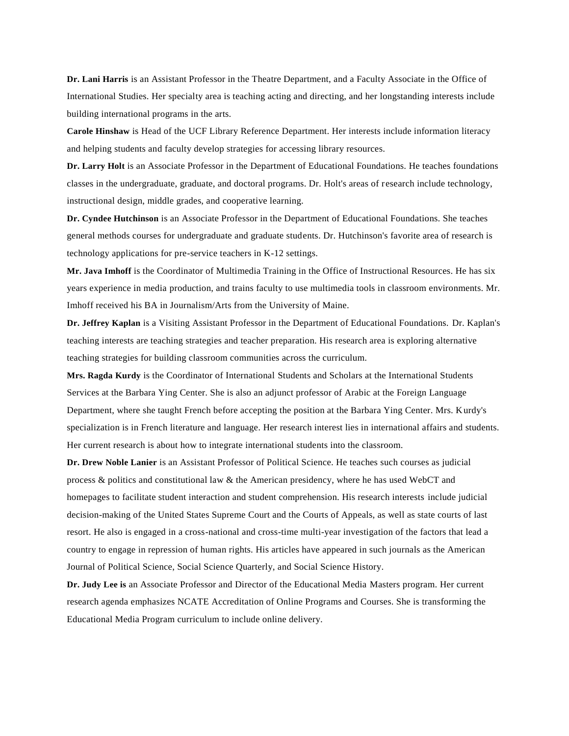**Dr. Lani Harris** is an Assistant Professor in the Theatre Department, and a Faculty Associate in the Office of International Studies. Her specialty area is teaching acting and directing, and her longstanding interests include building international programs in the arts.

**Carole Hinshaw** is Head of the UCF Library Reference Department. Her interests include information literacy and helping students and faculty develop strategies for accessing library resources.

**Dr. Larry Holt** is an Associate Professor in the Department of Educational Foundations. He teaches foundations classes in the undergraduate, graduate, and doctoral programs. Dr. Holt's areas of research include technology, instructional design, middle grades, and cooperative learning.

**Dr. Cyndee Hutchinson** is an Associate Professor in the Department of Educational Foundations. She teaches general methods courses for undergraduate and graduate students. Dr. Hutchinson's favorite area of research is technology applications for pre-service teachers in K-12 settings.

**Mr. Java Imhoff** is the Coordinator of Multimedia Training in the Office of Instructional Resources. He has six years experience in media production, and trains faculty to use multimedia tools in classroom environments. Mr. Imhoff received his BA in Journalism/Arts from the University of Maine.

**Dr. Jeffrey Kaplan** is a Visiting Assistant Professor in the Department of Educational Foundations. Dr. Kaplan's teaching interests are teaching strategies and teacher preparation. His research area is exploring alternative teaching strategies for building classroom communities across the curriculum.

**Mrs. Ragda Kurdy** is the Coordinator of International Students and Scholars at the International Students Services at the Barbara Ying Center. She is also an adjunct professor of Arabic at the Foreign Language Department, where she taught French before accepting the position at the Barbara Ying Center. Mrs. Kurdy's specialization is in French literature and language. Her research interest lies in international affairs and students. Her current research is about how to integrate international students into the classroom.

**Dr. Drew Noble Lanier** is an Assistant Professor of Political Science. He teaches such courses as judicial process & politics and constitutional law & the American presidency, where he has used WebCT and homepages to facilitate student interaction and student comprehension. His research interests include judicial decision-making of the United States Supreme Court and the Courts of Appeals, as well as state courts of last resort. He also is engaged in a cross-national and cross-time multi-year investigation of the factors that lead a country to engage in repression of human rights. His articles have appeared in such journals as the American Journal of Political Science, Social Science Quarterly, and Social Science History.

**Dr. Judy Lee is** an Associate Professor and Director of the Educational Media Masters program. Her current research agenda emphasizes NCATE Accreditation of Online Programs and Courses. She is transforming the Educational Media Program curriculum to include online delivery.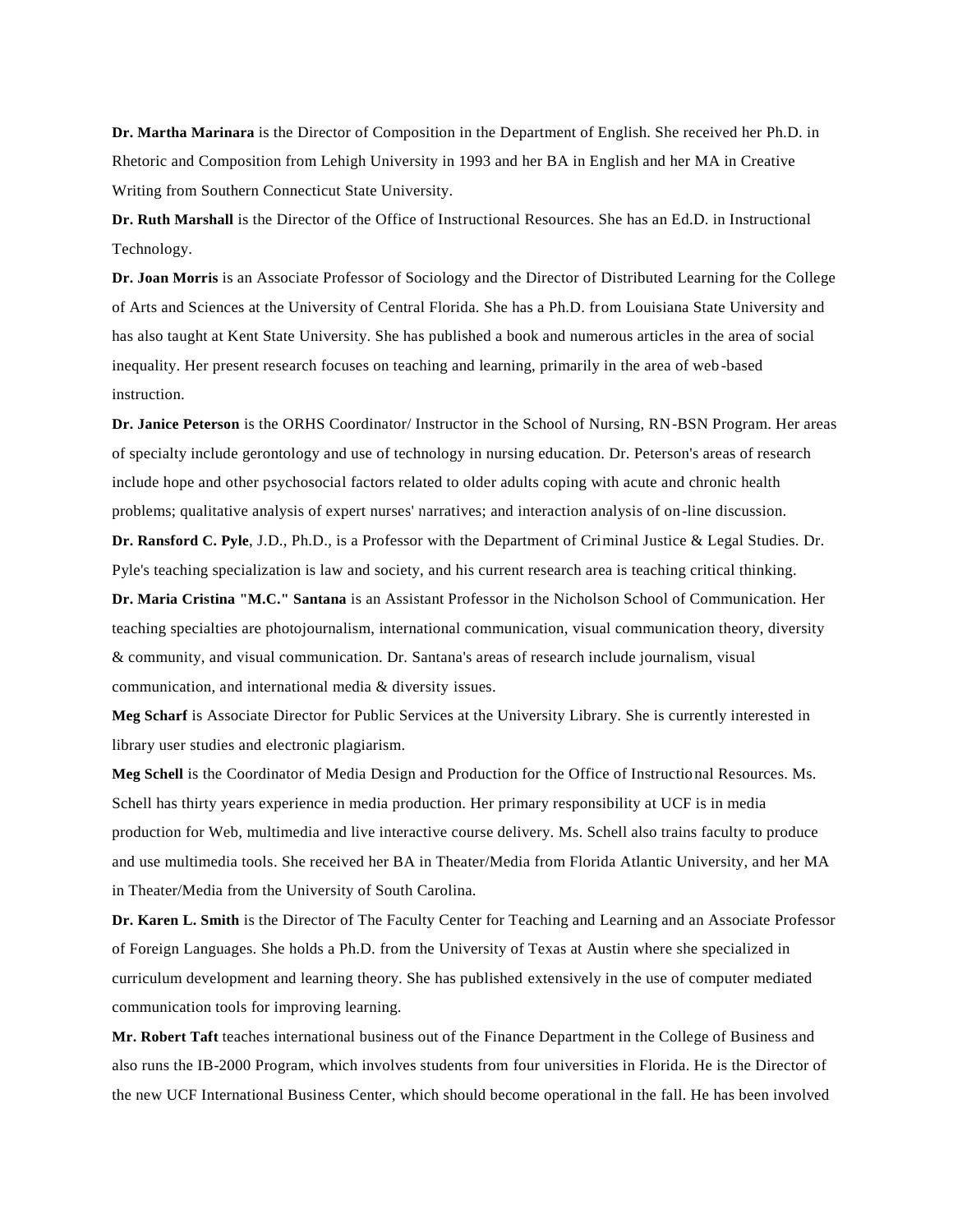**Dr. Martha Marinara** is the Director of Composition in the Department of English. She received her Ph.D. in Rhetoric and Composition from Lehigh University in 1993 and her BA in English and her MA in Creative Writing from Southern Connecticut State University.

**Dr. Ruth Marshall** is the Director of the Office of Instructional Resources. She has an Ed.D. in Instructional Technology.

**Dr. Joan Morris** is an Associate Professor of Sociology and the Director of Distributed Learning for the College of Arts and Sciences at the University of Central Florida. She has a Ph.D. from Louisiana State University and has also taught at Kent State University. She has published a book and numerous articles in the area of social inequality. Her present research focuses on teaching and learning, primarily in the area of web-based instruction.

**Dr. Janice Peterson** is the ORHS Coordinator/ Instructor in the School of Nursing, RN-BSN Program. Her areas of specialty include gerontology and use of technology in nursing education. Dr. Peterson's areas of research include hope and other psychosocial factors related to older adults coping with acute and chronic health problems; qualitative analysis of expert nurses' narratives; and interaction analysis of on-line discussion.

**Dr. Ransford C. Pyle**, J.D., Ph.D., is a Professor with the Department of Criminal Justice & Legal Studies. Dr. Pyle's teaching specialization is law and society, and his current research area is teaching critical thinking.

**Dr. Maria Cristina "M.C." Santana** is an Assistant Professor in the Nicholson School of Communication. Her teaching specialties are photojournalism, international communication, visual communication theory, diversity & community, and visual communication. Dr. Santana's areas of research include journalism, visual communication, and international media & diversity issues.

**Meg Scharf** is Associate Director for Public Services at the University Library. She is currently interested in library user studies and electronic plagiarism.

**Meg Schell** is the Coordinator of Media Design and Production for the Office of Instructional Resources. Ms. Schell has thirty years experience in media production. Her primary responsibility at UCF is in media production for Web, multimedia and live interactive course delivery. Ms. Schell also trains faculty to produce and use multimedia tools. She received her BA in Theater/Media from Florida Atlantic University, and her MA in Theater/Media from the University of South Carolina.

**Dr. Karen L. Smith** is the Director of The Faculty Center for Teaching and Learning and an Associate Professor of Foreign Languages. She holds a Ph.D. from the University of Texas at Austin where she specialized in curriculum development and learning theory. She has published extensively in the use of computer mediated communication tools for improving learning.

**Mr. Robert Taft** teaches international business out of the Finance Department in the College of Business and also runs the IB-2000 Program, which involves students from four universities in Florida. He is the Director of the new UCF International Business Center, which should become operational in the fall. He has been involved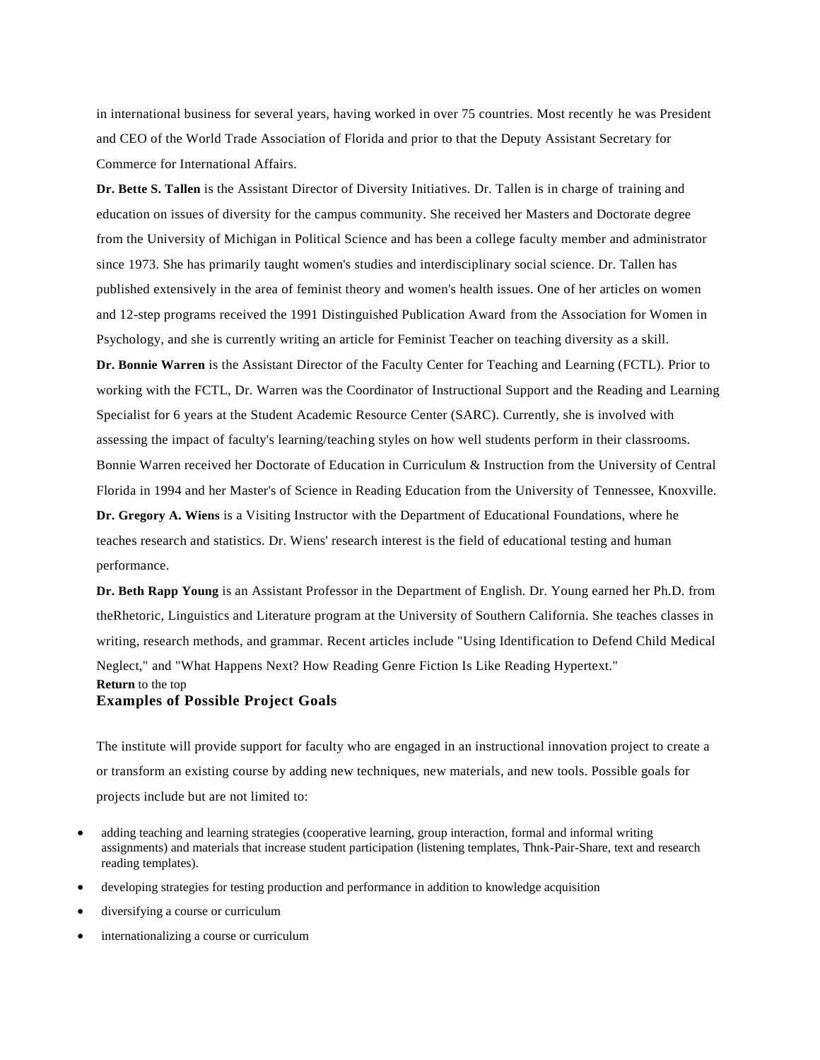in international business for several years, having worked in over 75 countries. Most recently he was President and CEO of the World Trade Association of Florida and prior to that the Deputy Assistant Secretary for Commerce for International Affairs.

**Dr. Bette S. Tallen** is the Assistant Director of Diversity Initiatives. Dr. Tallen is in charge of training and education on issues of diversity for the campus community. She received her Masters and Doctorate degree from the University of Michigan in Political Science and has been a college faculty member and administrator since 1973. She has primarily taught women's studies and interdisciplinary social science. Dr. Tallen has published extensively in the area of feminist theory and women's health issues. One of her articles on women and 12-step programs received the 1991 Distinguished Publication Award from the Association for Women in Psychology, and she is currently writing an article for Feminist Teacher on teaching diversity as a skill.

**Dr. Bonnie Warren** is the Assistant Director of the Faculty Center for Teaching and Learning (FCTL). Prior to working with the FCTL, Dr. Warren was the Coordinator of Instructional Support and the Reading and Learning Specialist for 6 years at the Student Academic Resource Center (SARC). Currently, she is involved with assessing the impact of faculty's learning/teaching styles on how well students perform in their classrooms. Bonnie Warren received her Doctorate of Education in Curriculum & Instruction from the University of Central Florida in 1994 and her Master's of Science in Reading Education from the University of Tennessee, Knoxville.

**Dr. Gregory A. Wiens** is a Visiting Instructor with the Department of Educational Foundations, where he teaches research and statistics. Dr. Wiens' research interest is the field of educational testing and human performance.

**Dr. Beth Rapp Young** is an Assistant Professor in the Department of English. Dr. Young earned her Ph.D. from theRhetoric, Linguistics and Literature program at the University of Southern California. She teaches classes in writing, research methods, and grammar. Recent articles include "Using Identification to Defend Child Medical Neglect," and "What Happens Next? How Reading Genre Fiction Is Like Reading Hypertext."

**Return** to the top

### Examples of Possible Project Goals

The institute will provide support for faculty who are engaged in an instructional innovation project to create a or transform an existing course by adding new techniques, new materials, and new tools. Possible goals for projects include but are not limited to:

- adding teaching and learning strategies (cooperative learning, group interaction, formal and informal writing assignments) and materials that increase student participation (listening templates, Thnk-Pair-Share, text and research reading templates).
- developing strategies for testing production and performance in addition to knowledge acquisition
- diversifying a course or curriculum
- internationalizing a course or curriculum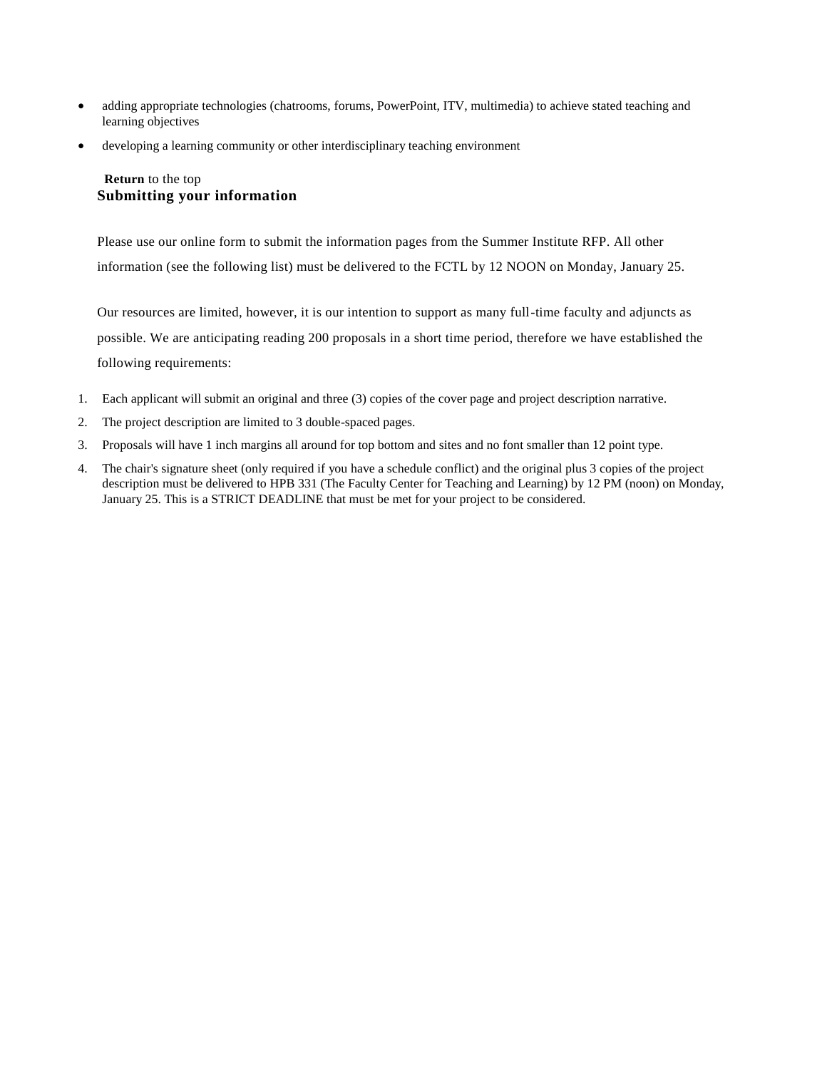- adding appropriate technologies (chatrooms, forums, PowerPoint, ITV, multimedia) to achieve stated teaching and learning objectives
- developing a learning community or other interdisciplinary teaching environment

**Return** to the top

### Submitting your information

Please use our online form to submit the information pages from the Summer Institute RFP. All other information (see the following list) must be delivered to the FCTL by 12 NOON on Monday, January 25.

Our resources are limited, however, it is our intention to support as many full-time faculty and adjuncts as possible. We are anticipating reading 200 proposals in a short time period, therefore we have established the following requirements:

1. Each applicant will submit an original and three (3) copies of the cover page and project description narrative.
2. The project description are limited to 3 double-spaced pages.
3. Proposals will have 1 inch margins all around for top bottom and sites and no font smaller than 12 point type.
4. The chair's signature sheet (only required if you have a schedule conflict) and the original plus 3 copies of the project description must be delivered to HPB 331 (The Faculty Center for Teaching and Learning) by 12 PM (noon) on Monday, January 25. This is a STRICT DEADLINE that must be met for your project to be considered.